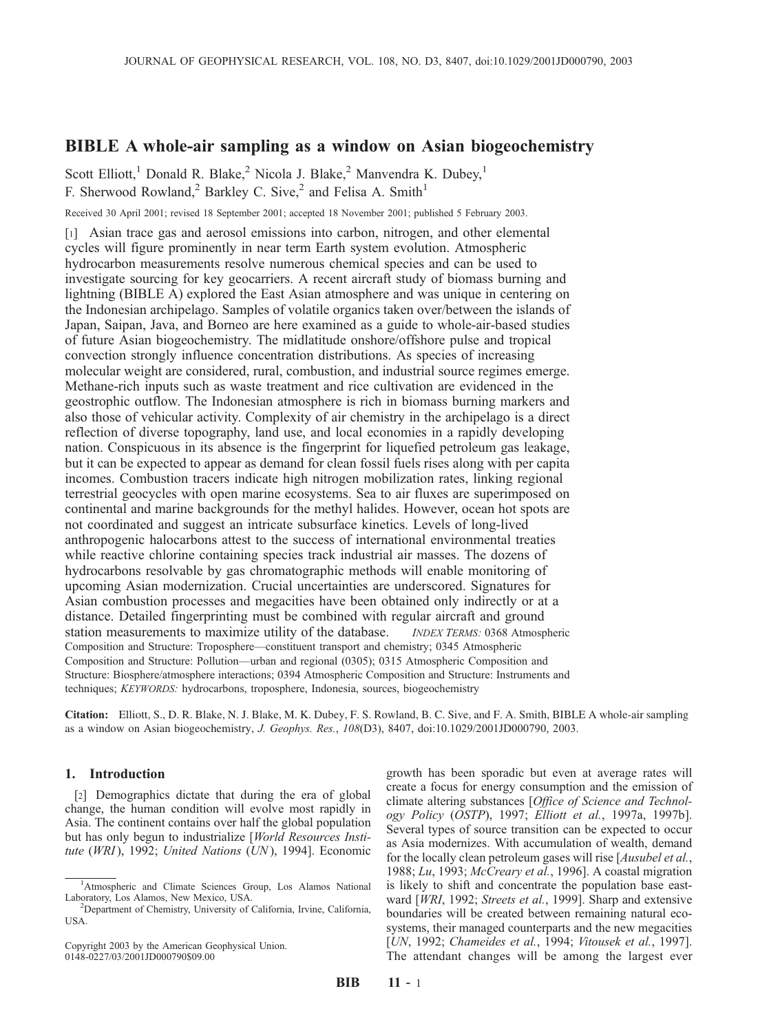# BIBLE A whole-air sampling as a window on Asian biogeochemistry

Scott Elliott,[1] Donald R. Blake,[2] Nicola J. Blake,[2] Manvendra K. Dubey,[1] F. Sherwood Rowland,[2] Barkley C. Sive,[2] and Felisa A. Smith[1]

Received 30 April 2001; revised 18 September 2001; accepted 18 November 2001; published 5 February 2003.

[1] Asian trace gas and aerosol emissions into carbon, nitrogen, and other elemental cycles will figure prominently in near term Earth system evolution. Atmospheric hydrocarbon measurements resolve numerous chemical species and can be used to investigate sourcing for key geocarriers. A recent aircraft study of biomass burning and lightning (BIBLE A) explored the East Asian atmosphere and was unique in centering on the Indonesian archipelago. Samples of volatile organics taken over/between the islands of Japan, Saipan, Java, and Borneo are here examined as a guide to whole-air-based studies of future Asian biogeochemistry. The midlatitude onshore/offshore pulse and tropical convection strongly influence concentration distributions. As species of increasing molecular weight are considered, rural, combustion, and industrial source regimes emerge. Methane-rich inputs such as waste treatment and rice cultivation are evidenced in the geostrophic outflow. The Indonesian atmosphere is rich in biomass burning markers and also those of vehicular activity. Complexity of air chemistry in the archipelago is a direct reflection of diverse topography, land use, and local economies in a rapidly developing nation. Conspicuous in its absence is the fingerprint for liquefied petroleum gas leakage, but it can be expected to appear as demand for clean fossil fuels rises along with per capita incomes. Combustion tracers indicate high nitrogen mobilization rates, linking regional terrestrial geocycles with open marine ecosystems. Sea to air fluxes are superimposed on continental and marine backgrounds for the methyl halides. However, ocean hot spots are not coordinated and suggest an intricate subsurface kinetics. Levels of long-lived anthropogenic halocarbons attest to the success of international environmental treaties while reactive chlorine containing species track industrial air masses. The dozens of hydrocarbons resolvable by gas chromatographic methods will enable monitoring of upcoming Asian modernization. Crucial uncertainties are underscored. Signatures for Asian combustion processes and megacities have been obtained only indirectly or at a distance. Detailed fingerprinting must be combined with regular aircraft and ground station measurements to maximize utility of the database. *INDEX TERMS:* 0368 Atmospheric Composition and Structure: Troposphere—constituent transport and chemistry; 0345 Atmospheric Composition and Structure: Pollution—urban and regional (0305); 0315 Atmospheric Composition and Structure: Biosphere/atmosphere interactions; 0394 Atmospheric Composition and Structure: Instruments and techniques; *KEYWORDS:* hydrocarbons, troposphere, Indonesia, sources, biogeochemistry

**Citation:** Elliott, S., D. R. Blake, N. J. Blake, M. K. Dubey, F. S. Rowland, B. C. Sive, and F. A. Smith, BIBLE A whole-air sampling as a window on Asian biogeochemistry, *J. Geophys. Res.*, *108*(D3), 8407, doi:10.1029/2001JD000790, 2003.

## 1. Introduction

[2] Demographics dictate that during the era of global change, the human condition will evolve most rapidly in Asia. The continent contains over half the global population but has only begun to industrialize [*World Resources Institute* (*WRI*), 1992; *United Nations* (*UN*), 1994]. Economic growth has been sporadic but even at average rates will create a focus for energy consumption and the emission of climate altering substances [*Office of Science and Technology Policy* (*OSTP*), 1997; *Elliott et al.*, 1997a, 1997b]. Several types of source transition can be expected to occur as Asia modernizes. With accumulation of wealth, demand for the locally clean petroleum gases will rise [*Ausubel et al.*, 1988; *Lu*, 1993; *McCreary et al.*, 1996]. A coastal migration is likely to shift and concentrate the population base eastward [*WRI*, 1992; *Streets et al.*, 1999]. Sharp and extensive boundaries will be created between remaining natural ecosystems, their managed counterparts and the new megacities [*UN*, 1992; *Chameides et al.*, 1994; *Vitousek et al.*, 1997]. The attendant changes will be among the largest ever

[1] Atmospheric and Climate Sciences Group, Los Alamos National Laboratory, Los Alamos, New Mexico, USA.

[2] Department of Chemistry, University of California, Irvine, California, USA.

Copyright 2003 by the American Geophysical Union.
0148-0227/03/2001JD000790$09.00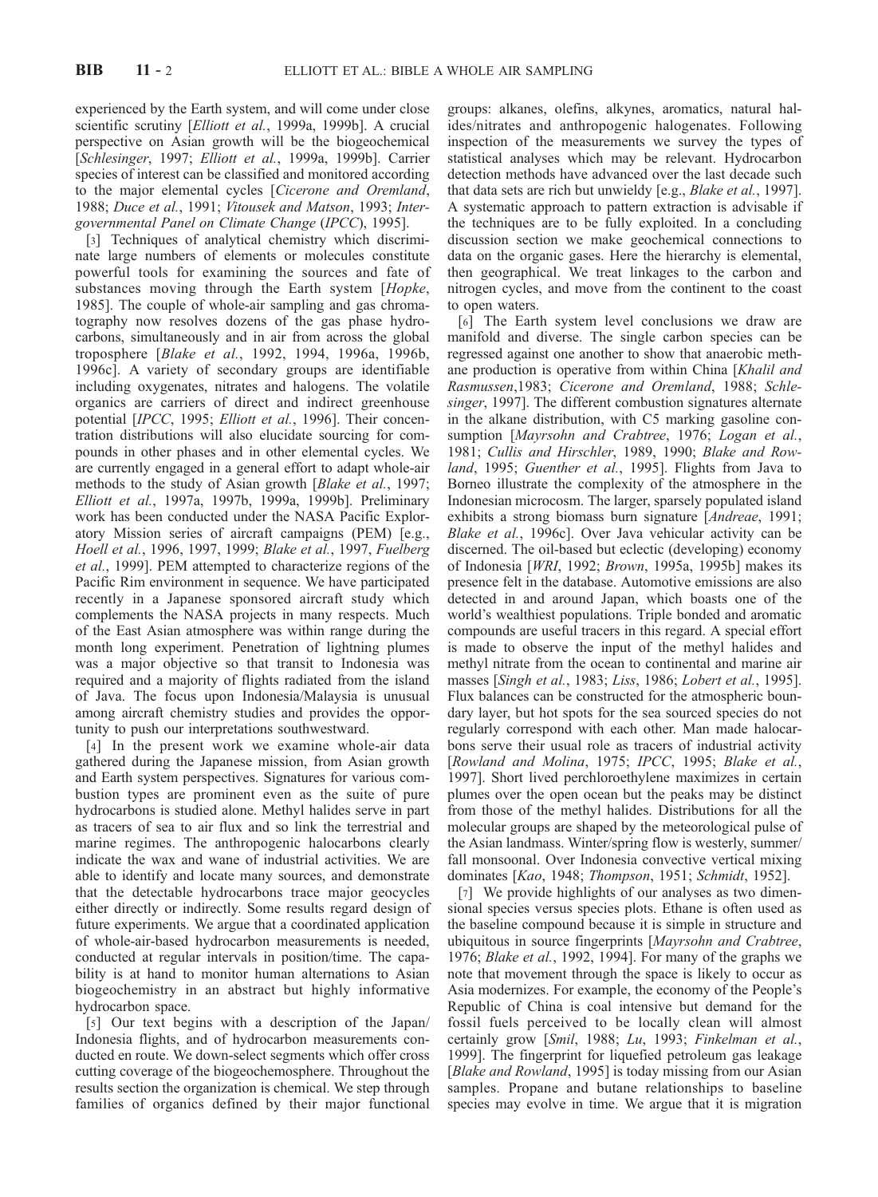experienced by the Earth system, and will come under close scientific scrutiny [*Elliott et al.*, 1999a, 1999b]. A crucial perspective on Asian growth will be the biogeochemical [*Schlesinger*, 1997; *Elliott et al.*, 1999a, 1999b]. Carrier species of interest can be classified and monitored according to the major elemental cycles [*Cicerone and Oremland*, 1988; *Duce et al.*, 1991; *Vitousek and Matson*, 1993; *Intergovernmental Panel on Climate Change* (*IPCC*), 1995].

[3] Techniques of analytical chemistry which discriminate large numbers of elements or molecules constitute powerful tools for examining the sources and fate of substances moving through the Earth system [*Hopke*, 1985]. The couple of whole-air sampling and gas chromatography now resolves dozens of the gas phase hydrocarbons, simultaneously and in air from across the global troposphere [*Blake et al.*, 1992, 1994, 1996a, 1996b, 1996c]. A variety of secondary groups are identifiable including oxygenates, nitrates and halogens. The volatile organics are carriers of direct and indirect greenhouse potential [*IPCC*, 1995; *Elliott et al.*, 1996]. Their concentration distributions will also elucidate sourcing for compounds in other phases and in other elemental cycles. We are currently engaged in a general effort to adapt whole-air methods to the study of Asian growth [*Blake et al.*, 1997; *Elliott et al.*, 1997a, 1997b, 1999a, 1999b]. Preliminary work has been conducted under the NASA Pacific Exploratory Mission series of aircraft campaigns (PEM) [e.g., *Hoell et al.*, 1996, 1997, 1999; *Blake et al.*, 1997, *Fuelberg et al.*, 1999]. PEM attempted to characterize regions of the Pacific Rim environment in sequence. We have participated recently in a Japanese sponsored aircraft study which complements the NASA projects in many respects. Much of the East Asian atmosphere was within range during the month long experiment. Penetration of lightning plumes was a major objective so that transit to Indonesia was required and a majority of flights radiated from the island of Java. The focus upon Indonesia/Malaysia is unusual among aircraft chemistry studies and provides the opportunity to push our interpretations southwestward.

[4] In the present work we examine whole-air data gathered during the Japanese mission, from Asian growth and Earth system perspectives. Signatures for various combustion types are prominent even as the suite of pure hydrocarbons is studied alone. Methyl halides serve in part as tracers of sea to air flux and so link the terrestrial and marine regimes. The anthropogenic halocarbons clearly indicate the wax and wane of industrial activities. We are able to identify and locate many sources, and demonstrate that the detectable hydrocarbons trace major geocycles either directly or indirectly. Some results regard design of future experiments. We argue that a coordinated application of whole-air-based hydrocarbon measurements is needed, conducted at regular intervals in position/time. The capability is at hand to monitor human alternations to Asian biogeochemistry in an abstract but highly informative hydrocarbon space.

[5] Our text begins with a description of the Japan/Indonesia flights, and of hydrocarbon measurements conducted en route. We down-select segments which offer cross cutting coverage of the biogeochemosphere. Throughout the results section the organization is chemical. We step through families of organics defined by their major functional groups: alkanes, olefins, alkynes, aromatics, natural halides/nitrates and anthropogenic halogenates. Following inspection of the measurements we survey the types of statistical analyses which may be relevant. Hydrocarbon detection methods have advanced over the last decade such that data sets are rich but unwieldy [e.g., *Blake et al.*, 1997]. A systematic approach to pattern extraction is advisable if the techniques are to be fully exploited. In a concluding discussion section we make geochemical connections to data on the organic gases. Here the hierarchy is elemental, then geographical. We treat linkages to the carbon and nitrogen cycles, and move from the continent to the coast to open waters.

[6] The Earth system level conclusions we draw are manifold and diverse. The single carbon species can be regressed against one another to show that anaerobic methane production is operative from within China [*Khalil and Rasmussen*,1983; *Cicerone and Oremland*, 1988; *Schlesinger*, 1997]. The different combustion signatures alternate in the alkane distribution, with C5 marking gasoline consumption [*Mayrsohn and Crabtree*, 1976; *Logan et al.*, 1981; *Cullis and Hirschler*, 1989, 1990; *Blake and Rowland*, 1995; *Guenther et al.*, 1995]. Flights from Java to Borneo illustrate the complexity of the atmosphere in the Indonesian microcosm. The larger, sparsely populated island exhibits a strong biomass burn signature [*Andreae*, 1991; *Blake et al.*, 1996c]. Over Java vehicular activity can be discerned. The oil-based but eclectic (developing) economy of Indonesia [*WRI*, 1992; *Brown*, 1995a, 1995b] makes its presence felt in the database. Automotive emissions are also detected in and around Japan, which boasts one of the world's wealthiest populations. Triple bonded and aromatic compounds are useful tracers in this regard. A special effort is made to observe the input of the methyl halides and methyl nitrate from the ocean to continental and marine air masses [*Singh et al.*, 1983; *Liss*, 1986; *Lobert et al.*, 1995]. Flux balances can be constructed for the atmospheric boundary layer, but hot spots for the sea sourced species do not regularly correspond with each other. Man made halocarbons serve their usual role as tracers of industrial activity [*Rowland and Molina*, 1975; *IPCC*, 1995; *Blake et al.*, 1997]. Short lived perchloroethylene maximizes in certain plumes over the open ocean but the peaks may be distinct from those of the methyl halides. Distributions for all the molecular groups are shaped by the meteorological pulse of the Asian landmass. Winter/spring flow is westerly, summer/fall monsoonal. Over Indonesia convective vertical mixing dominates [*Kao*, 1948; *Thompson*, 1951; *Schmidt*, 1952].

[7] We provide highlights of our analyses as two dimensional species versus species plots. Ethane is often used as the baseline compound because it is simple in structure and ubiquitous in source fingerprints [*Mayrsohn and Crabtree*, 1976; *Blake et al.*, 1992, 1994]. For many of the graphs we note that movement through the space is likely to occur as Asia modernizes. For example, the economy of the People's Republic of China is coal intensive but demand for the fossil fuels perceived to be locally clean will almost certainly grow [*Smil*, 1988; *Lu*, 1993; *Finkelman et al.*, 1999]. The fingerprint for liquefied petroleum gas leakage [*Blake and Rowland*, 1995] is today missing from our Asian samples. Propane and butane relationships to baseline species may evolve in time. We argue that it is migration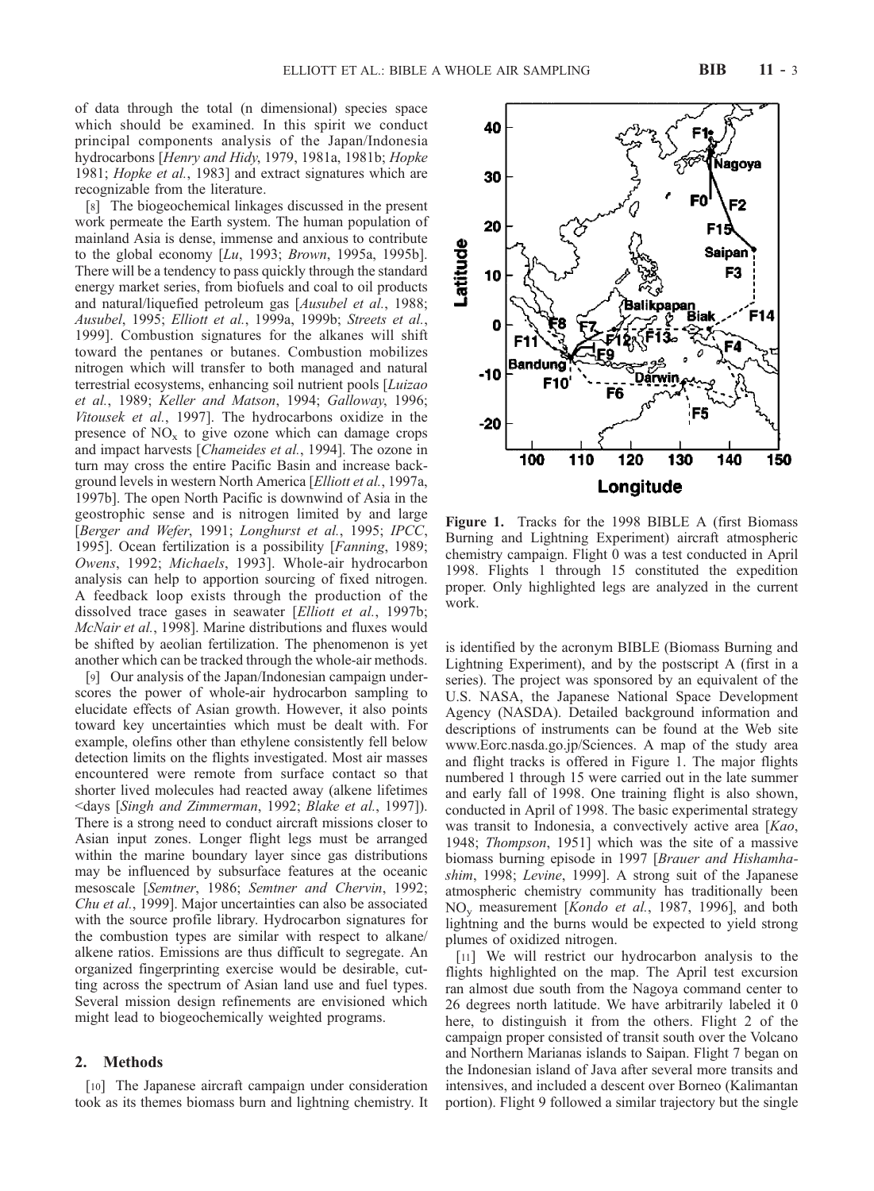of data through the total (n dimensional) species space which should be examined. In this spirit we conduct principal components analysis of the Japan/Indonesia hydrocarbons [*Henry and Hidy*, 1979, 1981a, 1981b; *Hopke* 1981; *Hopke et al.*, 1983] and extract signatures which are recognizable from the literature.

[8] The biogeochemical linkages discussed in the present work permeate the Earth system. The human population of mainland Asia is dense, immense and anxious to contribute to the global economy [*Lu*, 1993; *Brown*, 1995a, 1995b]. There will be a tendency to pass quickly through the standard energy market series, from biofuels and coal to oil products and natural/liquefied petroleum gas [*Ausubel et al.*, 1988; *Ausubel*, 1995; *Elliott et al.*, 1999a, 1999b; *Streets et al.*, 1999]. Combustion signatures for the alkanes will shift toward the pentanes or butanes. Combustion mobilizes nitrogen which will transfer to both managed and natural terrestrial ecosystems, enhancing soil nutrient pools [*Luizao et al.*, 1989; *Keller and Matson*, 1994; *Galloway*, 1996; *Vitousek et al.*, 1997]. The hydrocarbons oxidize in the presence of $NO_x$ to give ozone which can damage crops and impact harvests [*Chameides et al.*, 1994]. The ozone in turn may cross the entire Pacific Basin and increase background levels in western North America [*Elliott et al.*, 1997a, 1997b]. The open North Pacific is downwind of Asia in the geostrophic sense and is nitrogen limited by and large [*Berger and Wefer*, 1991; *Longhurst et al.*, 1995; *IPCC*, 1995]. Ocean fertilization is a possibility [*Fanning*, 1989; *Owens*, 1992; *Michaels*, 1993]. Whole-air hydrocarbon analysis can help to apportion sourcing of fixed nitrogen. A feedback loop exists through the production of the dissolved trace gases in seawater [*Elliott et al.*, 1997b; *McNair et al.*, 1998]. Marine distributions and fluxes would be shifted by aeolian fertilization. The phenomenon is yet another which can be tracked through the whole-air methods.

[9] Our analysis of the Japan/Indonesian campaign underscores the power of whole-air hydrocarbon sampling to elucidate effects of Asian growth. However, it also points toward key uncertainties which must be dealt with. For example, olefins other than ethylene consistently fell below detection limits on the flights investigated. Most air masses encountered were remote from surface contact so that shorter lived molecules had reacted away (alkene lifetimes <days [*Singh and Zimmerman*, 1992; *Blake et al.*, 1997]). There is a strong need to conduct aircraft missions closer to Asian input zones. Longer flight legs must be arranged within the marine boundary layer since gas distributions may be influenced by subsurface features at the oceanic mesoscale [*Semtner*, 1986; *Semtner and Chervin*, 1992; *Chu et al.*, 1999]. Major uncertainties can also be associated with the source profile library. Hydrocarbon signatures for the combustion types are similar with respect to alkane/alkene ratios. Emissions are thus difficult to segregate. An organized fingerprinting exercise would be desirable, cutting across the spectrum of Asian land use and fuel types. Several mission design refinements are envisioned which might lead to biogeochemically weighted programs.

## 2. Methods

[10] The Japanese aircraft campaign under consideration took as its themes biomass burn and lightning chemistry. It is identified by the acronym BIBLE (Biomass Burning and Lightning Experiment), and by the postscript A (first in a series). The project was sponsored by an equivalent of the U.S. NASA, the Japanese National Space Development Agency (NASDA). Detailed background information and descriptions of instruments can be found at the Web site www.Eorc.nasda.go.jp/Sciences. A map of the study area and flight tracks is offered in Figure 1. The major flights numbered 1 through 15 were carried out in the late summer and early fall of 1998. One training flight is also shown, conducted in April of 1998. The basic experimental strategy was transit to Indonesia, a convectively active area [*Kao*, 1948; *Thompson*, 1951] which was the site of a massive biomass burning episode in 1997 [*Brauer and Hishamhashim*, 1998; *Levine*, 1999]. A strong suit of the Japanese atmospheric chemistry community has traditionally been $NO_y$ measurement [*Kondo et al.*, 1987, 1996], and both lightning and the burns would be expected to yield strong plumes of oxidized nitrogen.

**Figure 1.** Tracks for the 1998 BIBLE A (first Biomass Burning and Lightning Experiment) aircraft atmospheric chemistry campaign. Flight 0 was a test conducted in April 1998. Flights 1 through 15 constituted the expedition proper. Only highlighted legs are analyzed in the current work.

[11] We will restrict our hydrocarbon analysis to the flights highlighted on the map. The April test excursion ran almost due south from the Nagoya command center to 26 degrees north latitude. We have arbitrarily labeled it 0 here, to distinguish it from the others. Flight 2 of the campaign proper consisted of transit south over the Volcano and Northern Marianas islands to Saipan. Flight 7 began on the Indonesian island of Java after several more transits and intensives, and included a descent over Borneo (Kalimantan portion). Flight 9 followed a similar trajectory but the single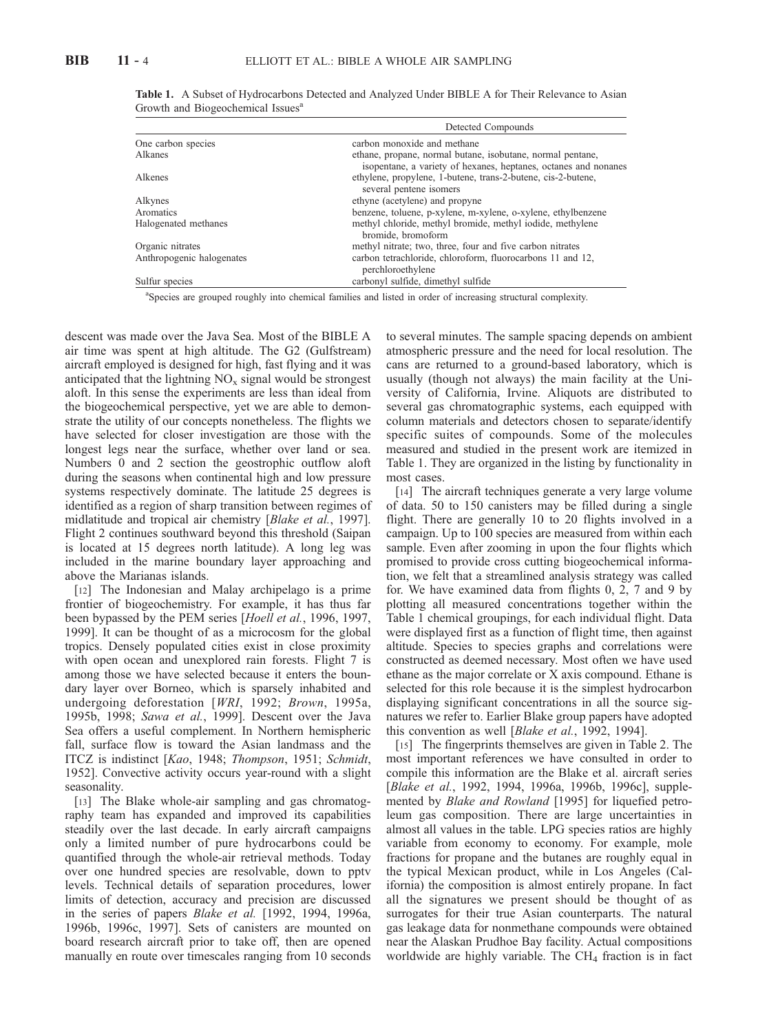**Table 1.** A Subset of Hydrocarbons Detected and Analyzed Under BIBLE A for Their Relevance to Asian Growth and Biogeochemical Issues[a]

| | Detected Compounds |
|---|---|
| One carbon species | carbon monoxide and methane |
| Alkanes | ethane, propane, normal butane, isobutane, normal pentane, isopentane, a variety of hexanes, heptanes, octanes and nonanes |
| Alkenes | ethylene, propylene, 1-butene, trans-2-butene, cis-2-butene, several pentene isomers |
| Alkynes | ethyne (acetylene) and propyne |
| Aromatics | benzene, toluene, p-xylene, m-xylene, o-xylene, ethylbenzene |
| Halogenated methanes | methyl chloride, methyl bromide, methyl iodide, methylene bromide, bromoform |
| Organic nitrates | methyl nitrate; two, three, four and five carbon nitrates |
| Anthropogenic halogenates | carbon tetrachloride, chloroform, fluorocarbons 11 and 12, perchloroethylene |
| Sulfur species | carbonyl sulfide, dimethyl sulfide |

[a]Species are grouped roughly into chemical families and listed in order of increasing structural complexity.

descent was made over the Java Sea. Most of the BIBLE A air time was spent at high altitude. The G2 (Gulfstream) aircraft employed is designed for high, fast flying and it was anticipated that the lightning $NO_x$ signal would be strongest aloft. In this sense the experiments are less than ideal from the biogeochemical perspective, yet we are able to demonstrate the utility of our concepts nonetheless. The flights we have selected for closer investigation are those with the longest legs near the surface, whether over land or sea. Numbers 0 and 2 section the geostrophic outflow aloft during the seasons when continental high and low pressure systems respectively dominate. The latitude 25 degrees is identified as a region of sharp transition between regimes of midlatitude and tropical air chemistry [*Blake et al.*, 1997]. Flight 2 continues southward beyond this threshold (Saipan is located at 15 degrees north latitude). A long leg was included in the marine boundary layer approaching and above the Marianas islands.

[12] The Indonesian and Malay archipelago is a prime frontier of biogeochemistry. For example, it has thus far been bypassed by the PEM series [*Hoell et al.*, 1996, 1997, 1999]. It can be thought of as a microcosm for the global tropics. Densely populated cities exist in close proximity with open ocean and unexplored rain forests. Flight 7 is among those we have selected because it enters the boundary layer over Borneo, which is sparsely inhabited and undergoing deforestation [*WRI*, 1992; *Brown*, 1995a, 1995b, 1998; *Sawa et al.*, 1999]. Descent over the Java Sea offers a useful complement. In Northern hemispheric fall, surface flow is toward the Asian landmass and the ITCZ is indistinct [*Kao*, 1948; *Thompson*, 1951; *Schmidt*, 1952]. Convective activity occurs year-round with a slight seasonality.

[13] The Blake whole-air sampling and gas chromatography team has expanded and improved its capabilities steadily over the last decade. In early aircraft campaigns only a limited number of pure hydrocarbons could be quantified through the whole-air retrieval methods. Today over one hundred species are resolvable, down to pptv levels. Technical details of separation procedures, lower limits of detection, accuracy and precision are discussed in the series of papers *Blake et al.* [1992, 1994, 1996a, 1996b, 1996c, 1997]. Sets of canisters are mounted on board research aircraft prior to take off, then are opened manually en route over timescales ranging from 10 seconds to several minutes. The sample spacing depends on ambient atmospheric pressure and the need for local resolution. The cans are returned to a ground-based laboratory, which is usually (though not always) the main facility at the University of California, Irvine. Aliquots are distributed to several gas chromatographic systems, each equipped with column materials and detectors chosen to separate/identify specific suites of compounds. Some of the molecules measured and studied in the present work are itemized in Table 1. They are organized in the listing by functionality in most cases.

[14] The aircraft techniques generate a very large volume of data. 50 to 150 canisters may be filled during a single flight. There are generally 10 to 20 flights involved in a campaign. Up to 100 species are measured from within each sample. Even after zooming in upon the four flights which promised to provide cross cutting biogeochemical information, we felt that a streamlined analysis strategy was called for. We have examined data from flights 0, 2, 7 and 9 by plotting all measured concentrations together within the Table 1 chemical groupings, for each individual flight. Data were displayed first as a function of flight time, then against altitude. Species to species graphs and correlations were constructed as deemed necessary. Most often we have used ethane as the major correlate or X axis compound. Ethane is selected for this role because it is the simplest hydrocarbon displaying significant concentrations in all the source signatures we refer to. Earlier Blake group papers have adopted this convention as well [*Blake et al.*, 1992, 1994].

[15] The fingerprints themselves are given in Table 2. The most important references we have consulted in order to compile this information are the Blake et al. aircraft series [*Blake et al.*, 1992, 1994, 1996a, 1996b, 1996c], supplemented by *Blake and Rowland* [1995] for liquefied petroleum gas composition. There are large uncertainties in almost all values in the table. LPG species ratios are highly variable from economy to economy. For example, mole fractions for propane and the butanes are roughly equal in the typical Mexican product, while in Los Angeles (California) the composition is almost entirely propane. In fact all the signatures we present should be thought of as surrogates for their true Asian counterparts. The natural gas leakage data for nonmethane compounds were obtained near the Alaskan Prudhoe Bay facility. Actual compositions worldwide are highly variable. The $CH_4$ fraction is in fact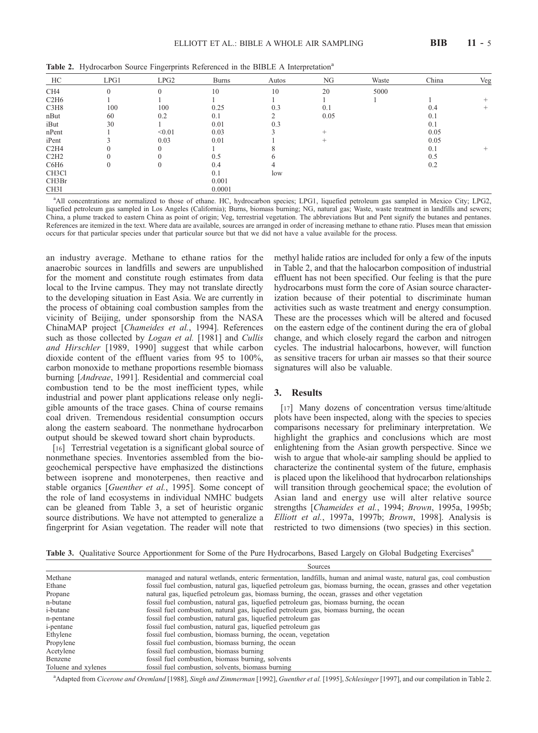**Table 2.** Hydrocarbon Source Fingerprints Referenced in the BIBLE A Interpretation[a]

| HC | LPG1 | LPG2 | Burns | Autos | NG | Waste | China | Veg |
|---|---|---|---|---|---|---|---|---|
| $CH_4$ | 0 | 0 | 10 | 10 | 20 | 5000 | | |
| $C_2H_6$ | 1 | 1 | 1 | 1 | 1 | 1 | 1 | + |
| $C_3H_8$ | 100 | 100 | 0.25 | 0.3 | 0.1 | | 0.4 | + |
| nBut | 60 | 0.2 | 0.1 | 2 | 0.05 | | 0.1 | |
| iBut | 30 | 1 | 0.01 | 0.3 | | | 0.1 | |
| nPent | 1 | <0.01 | 0.03 | 3 | + | | 0.05 | |
| iPent | 3 | 0.03 | 0.01 | 1 | + | | 0.05 | |
| $C_2H_4$ | 0 | 0 | 1 | 8 | | | 0.1 | + |
| $C_2H_2$ | 0 | 0 | 0.5 | 6 | | | 0.5 | |
| $C_6H_6$ | 0 | 0 | 0.4 | 4 | | | 0.2 | |
| $CH_3Cl$ | | | 0.1 | low | | | | |
| $CH_3Br$ | | | 0.001 | | | | | |
| $CH_3I$ | | | 0.0001 | | | | | |

[a]All concentrations are normalized to those of ethane. HC, hydrocarbon species; LPG1, liquefied petroleum gas sampled in Mexico City; LPG2, liquefied petroleum gas sampled in Los Angeles (California); Burns, biomass burning; NG, natural gas; Waste, waste treatment in landfills and sewers; China, a plume tracked to eastern China as point of origin; Veg, terrestrial vegetation. The abbreviations But and Pent signify the butanes and pentanes. References are itemized in the text. Where data are available, sources are arranged in order of increasing methane to ethane ratio. Pluses mean that emission occurs for that particular species under that particular source but that we did not have a value available for the process.

an industry average. Methane to ethane ratios for the anaerobic sources in landfills and sewers are unpublished for the moment and constitute rough estimates from data local to the Irvine campus. They may not translate directly to the developing situation in East Asia. We are currently in the process of obtaining coal combustion samples from the vicinity of Beijing, under sponsorship from the NASA ChinaMAP project [*Chameides et al.*, 1994]. References such as those collected by *Logan et al.* [1981] and *Cullis and Hirschler* [1989, 1990] suggest that while carbon dioxide content of the effluent varies from 95 to 100%, carbon monoxide to methane proportions resemble biomass burning [*Andreae*, 1991]. Residential and commercial coal combustion tend to be the most inefficient types, while industrial and power plant applications release only negligible amounts of the trace gases. China of course remains coal driven. Tremendous residential consumption occurs along the eastern seaboard. The nonmethane hydrocarbon output should be skewed toward short chain byproducts.

[16] Terrestrial vegetation is a significant global source of nonmethane species. Inventories assembled from the biogeochemical perspective have emphasized the distinctions between isoprene and monoterpenes, then reactive and stable organics [*Guenther et al.*, 1995]. Some concept of the role of land ecosystems in individual NMHC budgets can be gleaned from Table 3, a set of heuristic organic source distributions. We have not attempted to generalize a fingerprint for Asian vegetation. The reader will note that methyl halide ratios are included for only a few of the inputs in Table 2, and that the halocarbon composition of industrial effluent has not been specified. Our feeling is that the pure hydrocarbons must form the core of Asian source characterization because of their potential to discriminate human activities such as waste treatment and energy consumption. These are the processes which will be altered and focused on the eastern edge of the continent during the era of global change, and which closely regard the carbon and nitrogen cycles. The industrial halocarbons, however, will function as sensitive tracers for urban air masses so that their source signatures will also be valuable.

## 3. Results

[17] Many dozens of concentration versus time/altitude plots have been inspected, along with the species to species comparisons necessary for preliminary interpretation. We highlight the graphics and conclusions which are most enlightening from the Asian growth perspective. Since we wish to argue that whole-air sampling should be applied to characterize the continental system of the future, emphasis is placed upon the likelihood that hydrocarbon relationships will transition through geochemical space; the evolution of Asian land and energy use will alter relative source strengths [*Chameides et al.*, 1994; *Brown*, 1995a, 1995b; *Elliott et al.*, 1997a, 1997b; *Brown*, 1998]. Analysis is restricted to two dimensions (two species) in this section.

**Table 3.** Qualitative Source Apportionment for Some of the Pure Hydrocarbons, Based Largely on Global Budgeting Exercises[a]

| | Sources |
|---|---|
| Methane | managed and natural wetlands, enteric fermentation, landfills, human and animal waste, natural gas, coal combustion |
| Ethane | fossil fuel combustion, natural gas, liquefied petroleum gas, biomass burning, the ocean, grasses and other vegetation |
| Propane | natural gas, liquefied petroleum gas, biomass burning, the ocean, grasses and other vegetation |
| n-butane | fossil fuel combustion, natural gas, liquefied petroleum gas, biomass burning, the ocean |
| i-butane | fossil fuel combustion, natural gas, liquefied petroleum gas, biomass burning, the ocean |
| n-pentane | fossil fuel combustion, natural gas, liquefied petroleum gas |
| i-pentane | fossil fuel combustion, natural gas, liquefied petroleum gas |
| Ethylene | fossil fuel combustion, biomass burning, the ocean, vegetation |
| Propylene | fossil fuel combustion, biomass burning, the ocean |
| Acetylene | fossil fuel combustion, biomass burning |
| Benzene | fossil fuel combustion, biomass burning, solvents |
| Toluene and xylenes | fossil fuel combustion, solvents, biomass burning |

[a]Adapted from *Cicerone and Oremland* [1988], *Singh and Zimmerman* [1992], *Guenther et al.* [1995], *Schlesinger* [1997], and our compilation in Table 2.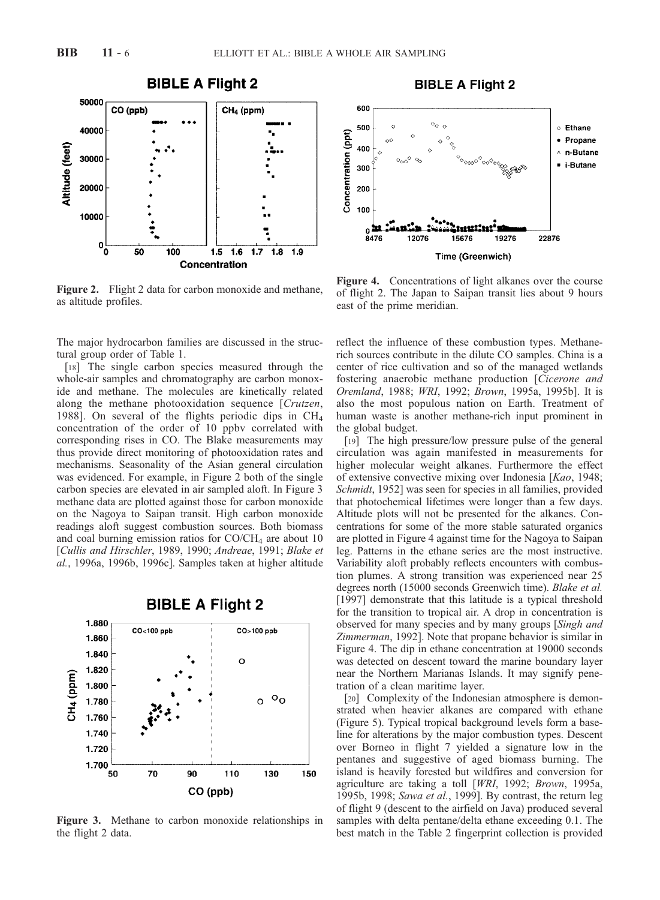**Figure 2.** Flight 2 data for carbon monoxide and methane, as altitude profiles.

**Figure 4.** Concentrations of light alkanes over the course of flight 2. The Japan to Saipan transit lies about 9 hours east of the prime meridian.

**Figure 3.** Methane to carbon monoxide relationships in the flight 2 data.

The major hydrocarbon families are discussed in the structural group order of Table 1.

[18] The single carbon species measured through the whole-air samples and chromatography are carbon monoxide and methane. The molecules are kinetically related along the methane photooxidation sequence [*Crutzen*, 1988]. On several of the flights periodic dips in $CH_4$ concentration of the order of 10 ppbv correlated with corresponding rises in CO. The Blake measurements may thus provide direct monitoring of photooxidation rates and mechanisms. Seasonality of the Asian general circulation was evidenced. For example, in Figure 2 both of the single carbon species are elevated in air sampled aloft. In Figure 3 methane data are plotted against those for carbon monoxide on the Nagoya to Saipan transit. High carbon monoxide readings aloft suggest combustion sources. Both biomass and coal burning emission ratios for $CO/CH_4$ are about 10 [*Cullis and Hirschler*, 1989, 1990; *Andreae*, 1991; *Blake et al.*, 1996a, 1996b, 1996c]. Samples taken at higher altitude reflect the influence of these combustion types. Methane-rich sources contribute in the dilute CO samples. China is a center of rice cultivation and so of the managed wetlands fostering anaerobic methane production [*Cicerone and Oremland*, 1988; *WRI*, 1992; *Brown*, 1995a, 1995b]. It is also the most populous nation on Earth. Treatment of human waste is another methane-rich input prominent in the global budget.

[19] The high pressure/low pressure pulse of the general circulation was again manifested in measurements for higher molecular weight alkanes. Furthermore the effect of extensive convective mixing over Indonesia [*Kao*, 1948; *Schmidt*, 1952] was seen for species in all families, provided that photochemical lifetimes were longer than a few days. Altitude plots will not be presented for the alkanes. Concentrations for some of the more stable saturated organics are plotted in Figure 4 against time for the Nagoya to Saipan leg. Patterns in the ethane series are the most instructive. Variability aloft probably reflects encounters with combustion plumes. A strong transition was experienced near 25 degrees north (15000 seconds Greenwich time). *Blake et al.* [1997] demonstrate that this latitude is a typical threshold for the transition to tropical air. A drop in concentration is observed for many species and by many groups [*Singh and Zimmerman*, 1992]. Note that propane behavior is similar in Figure 4. The dip in ethane concentration at 19000 seconds was detected on descent toward the marine boundary layer near the Northern Marianas Islands. It may signify penetration of a clean maritime layer.

[20] Complexity of the Indonesian atmosphere is demonstrated when heavier alkanes are compared with ethane (Figure 5). Typical tropical background levels form a baseline for alterations by the major combustion types. Descent over Borneo in flight 7 yielded a signature low in the pentanes and suggestive of aged biomass burning. The island is heavily forested but wildfires and conversion for agriculture are taking a toll [*WRI*, 1992; *Brown*, 1995a, 1995b, 1998; *Sawa et al.*, 1999]. By contrast, the return leg of flight 9 (descent to the airfield on Java) produced several samples with delta pentane/delta ethane exceeding 0.1. The best match in the Table 2 fingerprint collection is provided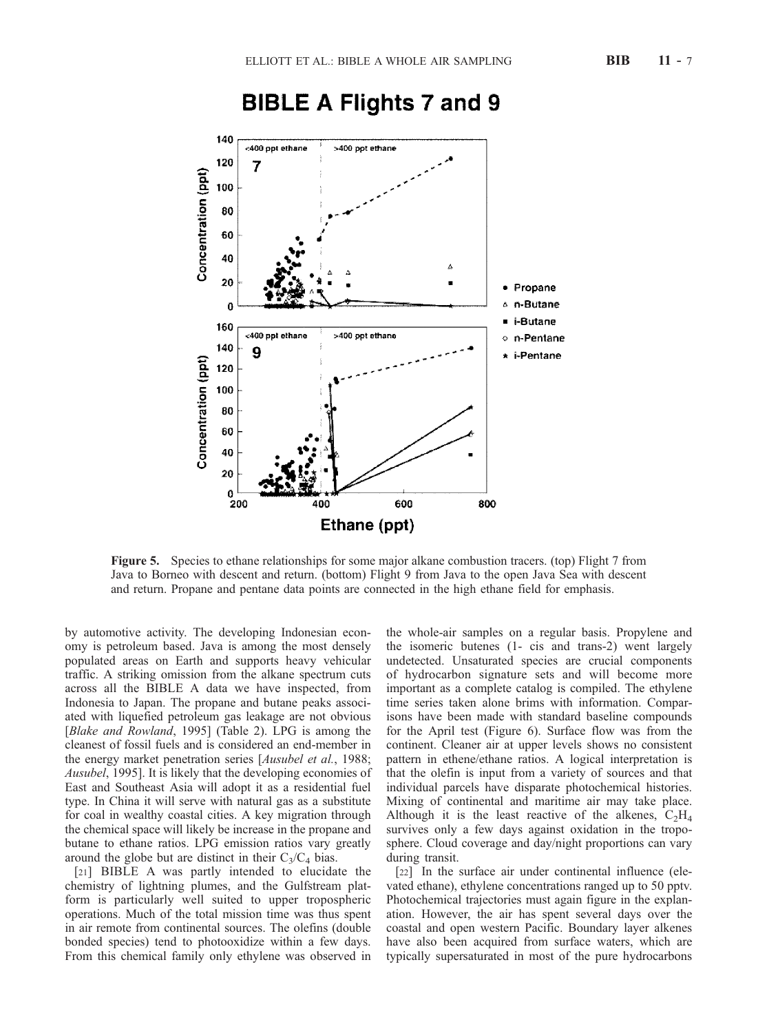**Figure 5.** Species to ethane relationships for some major alkane combustion tracers. (top) Flight 7 from Java to Borneo with descent and return. (bottom) Flight 9 from Java to the open Java Sea with descent and return. Propane and pentane data points are connected in the high ethane field for emphasis.

by automotive activity. The developing Indonesian economy is petroleum based. Java is among the most densely populated areas on Earth and supports heavy vehicular traffic. A striking omission from the alkane spectrum cuts across all the BIBLE A data we have inspected, from Indonesia to Japan. The propane and butane peaks associated with liquefied petroleum gas leakage are not obvious [*Blake and Rowland*, 1995] (Table 2). LPG is among the cleanest of fossil fuels and is considered an end-member in the energy market penetration series [*Ausubel et al.*, 1988; *Ausubel*, 1995]. It is likely that the developing economies of East and Southeast Asia will adopt it as a residential fuel type. In China it will serve with natural gas as a substitute for coal in wealthy coastal cities. A key migration through the chemical space will likely be increase in the propane and butane to ethane ratios. LPG emission ratios vary greatly around the globe but are distinct in their $C_3/C_4$ bias.

[21] BIBLE A was partly intended to elucidate the chemistry of lightning plumes, and the Gulfstream platform is particularly well suited to upper tropospheric operations. Much of the total mission time was thus spent in air remote from continental sources. The olefins (double bonded species) tend to photooxidize within a few days. From this chemical family only ethylene was observed in the whole-air samples on a regular basis. Propylene and the isomeric butenes (1- cis and trans-2) went largely undetected. Unsaturated species are crucial components of hydrocarbon signature sets and will become more important as a complete catalog is compiled. The ethylene time series taken alone brims with information. Comparisons have been made with standard baseline compounds for the April test (Figure 6). Surface flow was from the continent. Cleaner air at upper levels shows no consistent pattern in ethene/ethane ratios. A logical interpretation is that the olefin is input from a variety of sources and that individual parcels have disparate photochemical histories. Mixing of continental and maritime air may take place. Although it is the least reactive of the alkenes, $C_2H_4$ survives only a few days against oxidation in the troposphere. Cloud coverage and day/night proportions can vary during transit.

[22] In the surface air under continental influence (elevated ethane), ethylene concentrations ranged up to 50 pptv. Photochemical trajectories must again figure in the explanation. However, the air has spent several days over the coastal and open western Pacific. Boundary layer alkenes have also been acquired from surface waters, which are typically supersaturated in most of the pure hydrocarbons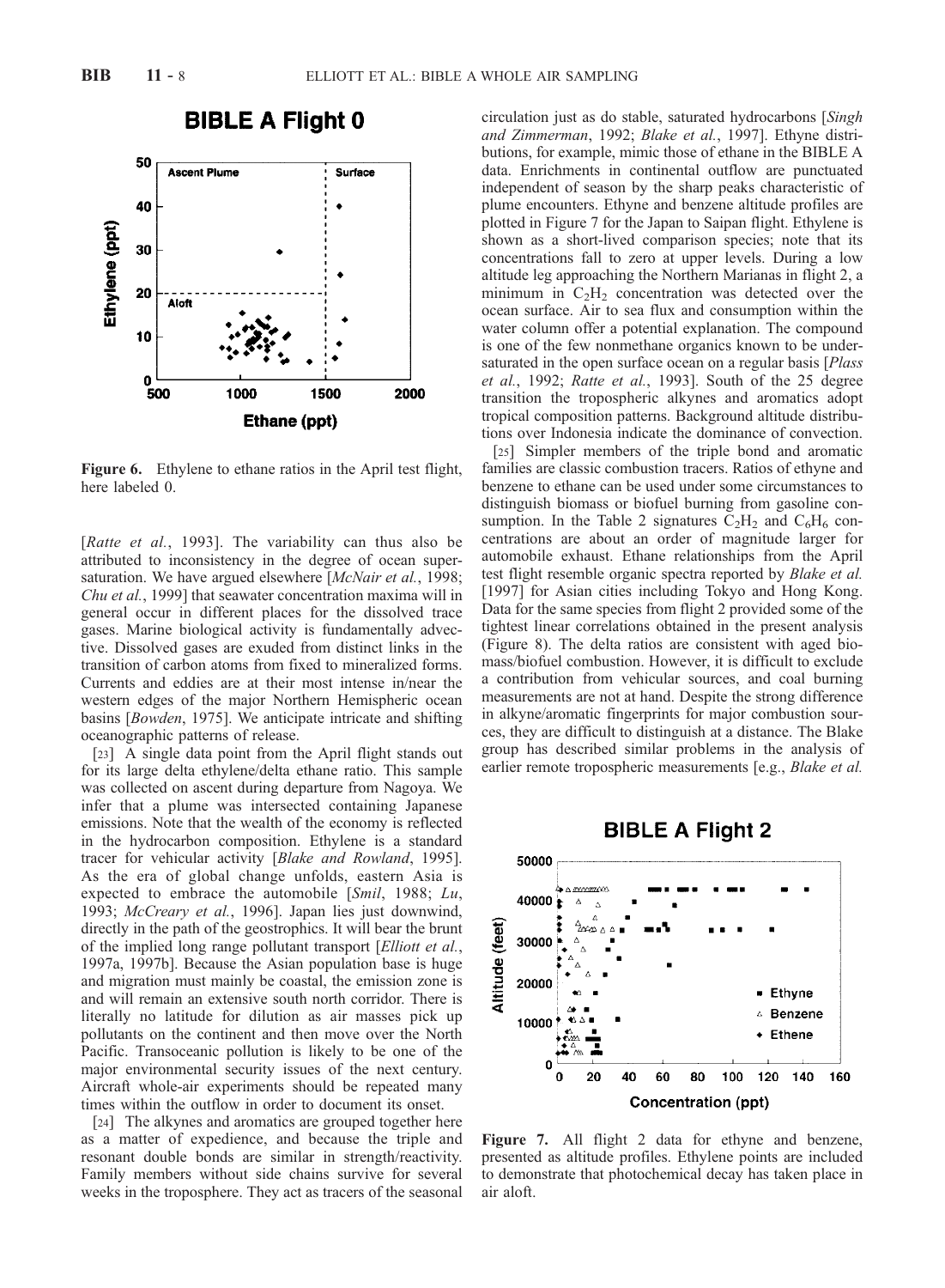**Figure 6.** Ethylene to ethane ratios in the April test flight, here labeled 0.

[*Ratte et al.*, 1993]. The variability can thus also be attributed to inconsistency in the degree of ocean supersaturation. We have argued elsewhere [*McNair et al.*, 1998; *Chu et al.*, 1999] that seawater concentration maxima will in general occur in different places for the dissolved trace gases. Marine biological activity is fundamentally advective. Dissolved gases are exuded from distinct links in the transition of carbon atoms from fixed to mineralized forms. Currents and eddies are at their most intense in/near the western edges of the major Northern Hemispheric ocean basins [*Bowden*, 1975]. We anticipate intricate and shifting oceanographic patterns of release.

[23] A single data point from the April flight stands out for its large delta ethylene/delta ethane ratio. This sample was collected on ascent during departure from Nagoya. We infer that a plume was intersected containing Japanese emissions. Note that the wealth of the economy is reflected in the hydrocarbon composition. Ethylene is a standard tracer for vehicular activity [*Blake and Rowland*, 1995]. As the era of global change unfolds, eastern Asia is expected to embrace the automobile [*Smil*, 1988; *Lu*, 1993; *McCreary et al.*, 1996]. Japan lies just downwind, directly in the path of the geostrophics. It will bear the brunt of the implied long range pollutant transport [*Elliott et al.*, 1997a, 1997b]. Because the Asian population base is huge and migration must mainly be coastal, the emission zone is and will remain an extensive south north corridor. There is literally no latitude for dilution as air masses pick up pollutants on the continent and then move over the North Pacific. Transoceanic pollution is likely to be one of the major environmental security issues of the next century. Aircraft whole-air experiments should be repeated many times within the outflow in order to document its onset.

[24] The alkynes and aromatics are grouped together here as a matter of expedience, and because the triple and resonant double bonds are similar in strength/reactivity. Family members without side chains survive for several weeks in the troposphere. They act as tracers of the seasonal circulation just as do stable, saturated hydrocarbons [*Singh and Zimmerman*, 1992; *Blake et al.*, 1997]. Ethyne distributions, for example, mimic those of ethane in the BIBLE A data. Enrichments in continental outflow are punctuated independent of season by the sharp peaks characteristic of plume encounters. Ethyne and benzene altitude profiles are plotted in Figure 7 for the Japan to Saipan flight. Ethylene is shown as a short-lived comparison species; note that its concentrations fall to zero at upper levels. During a low altitude leg approaching the Northern Marianas in flight 2, a minimum in $C_2H_2$ concentration was detected over the ocean surface. Air to sea flux and consumption within the water column offer a potential explanation. The compound is one of the few nonmethane organics known to be undersaturated in the open surface ocean on a regular basis [*Plass et al.*, 1992; *Ratte et al.*, 1993]. South of the 25 degree transition the tropospheric alkynes and aromatics adopt tropical composition patterns. Background altitude distributions over Indonesia indicate the dominance of convection.

[25] Simpler members of the triple bond and aromatic families are classic combustion tracers. Ratios of ethyne and benzene to ethane can be used under some circumstances to distinguish biomass or biofuel burning from gasoline consumption. In the Table 2 signatures $C_2H_2$ and $C_6H_6$ concentrations are about an order of magnitude larger for automobile exhaust. Ethane relationships from the April test flight resemble organic spectra reported by *Blake et al.* [1997] for Asian cities including Tokyo and Hong Kong. Data for the same species from flight 2 provided some of the tightest linear correlations obtained in the present analysis (Figure 8). The delta ratios are consistent with aged biomass/biofuel combustion. However, it is difficult to exclude a contribution from vehicular sources, and coal burning measurements are not at hand. Despite the strong difference in alkyne/aromatic fingerprints for major combustion sources, they are difficult to distinguish at a distance. The Blake group has described similar problems in the analysis of earlier remote tropospheric measurements [e.g., *Blake et al.*

**Figure 7.** All flight 2 data for ethyne and benzene, presented as altitude profiles. Ethylene points are included to demonstrate that photochemical decay has taken place in air aloft.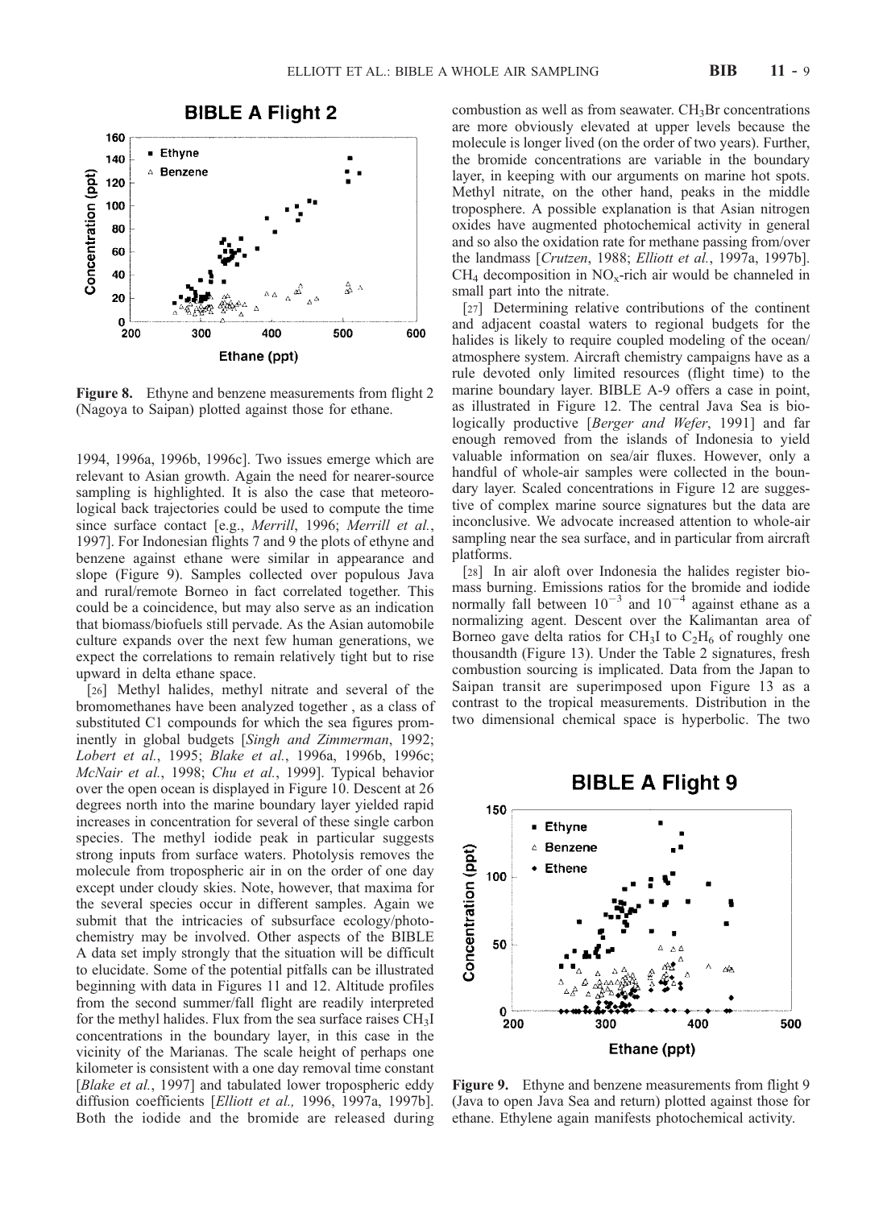**Figure 8.** Ethyne and benzene measurements from flight 2 (Nagoya to Saipan) plotted against those for ethane.

1994, 1996a, 1996b, 1996c]. Two issues emerge which are relevant to Asian growth. Again the need for nearer-source sampling is highlighted. It is also the case that meteorological back trajectories could be used to compute the time since surface contact [e.g., *Merrill*, 1996; *Merrill et al.*, 1997]. For Indonesian flights 7 and 9 the plots of ethyne and benzene against ethane were similar in appearance and slope (Figure 9). Samples collected over populous Java and rural/remote Borneo in fact correlated together. This could be a coincidence, but may also serve as an indication that biomass/biofuels still pervade. As the Asian automobile culture expands over the next few human generations, we expect the correlations to remain relatively tight but to rise upward in delta ethane space.

[26] Methyl halides, methyl nitrate and several of the bromomethanes have been analyzed together , as a class of substituted C1 compounds for which the sea figures prominently in global budgets [*Singh and Zimmerman*, 1992; *Lobert et al.*, 1995; *Blake et al.*, 1996a, 1996b, 1996c; *McNair et al.*, 1998; *Chu et al.*, 1999]. Typical behavior over the open ocean is displayed in Figure 10. Descent at 26 degrees north into the marine boundary layer yielded rapid increases in concentration for several of these single carbon species. The methyl iodide peak in particular suggests strong inputs from surface waters. Photolysis removes the molecule from tropospheric air in on the order of one day except under cloudy skies. Note, however, that maxima for the several species occur in different samples. Again we submit that the intricacies of subsurface ecology/photochemistry may be involved. Other aspects of the BIBLE A data set imply strongly that the situation will be difficult to elucidate. Some of the potential pitfalls can be illustrated beginning with data in Figures 11 and 12. Altitude profiles from the second summer/fall flight are readily interpreted for the methyl halides. Flux from the sea surface raises $CH_3I$ concentrations in the boundary layer, in this case in the vicinity of the Marianas. The scale height of perhaps one kilometer is consistent with a one day removal time constant [*Blake et al.*, 1997] and tabulated lower tropospheric eddy diffusion coefficients [*Elliott et al.,* 1996, 1997a, 1997b]. Both the iodide and the bromide are released during combustion as well as from seawater. $CH_3Br$ concentrations are more obviously elevated at upper levels because the molecule is longer lived (on the order of two years). Further, the bromide concentrations are variable in the boundary layer, in keeping with our arguments on marine hot spots. Methyl nitrate, on the other hand, peaks in the middle troposphere. A possible explanation is that Asian nitrogen oxides have augmented photochemical activity in general and so also the oxidation rate for methane passing from/over the landmass [*Crutzen*, 1988; *Elliott et al.*, 1997a, 1997b]. $CH_4$ decomposition in $NO_x$-rich air would be channeled in small part into the nitrate.

[27] Determining relative contributions of the continent and adjacent coastal waters to regional budgets for the halides is likely to require coupled modeling of the ocean/atmosphere system. Aircraft chemistry campaigns have as a rule devoted only limited resources (flight time) to the marine boundary layer. BIBLE A-9 offers a case in point, as illustrated in Figure 12. The central Java Sea is biologically productive [*Berger and Wefer*, 1991] and far enough removed from the islands of Indonesia to yield valuable information on sea/air fluxes. However, only a handful of whole-air samples were collected in the boundary layer. Scaled concentrations in Figure 12 are suggestive of complex marine source signatures but the data are inconclusive. We advocate increased attention to whole-air sampling near the sea surface, and in particular from aircraft platforms.

[28] In air aloft over Indonesia the halides register biomass burning. Emissions ratios for the bromide and iodide normally fall between $10^{-3}$ and $10^{-4}$ against ethane as a normalizing agent. Descent over the Kalimantan area of Borneo gave delta ratios for $CH_3I$ to $C_2H_6$ of roughly one thousandth (Figure 13). Under the Table 2 signatures, fresh combustion sourcing is implicated. Data from the Japan to Saipan transit are superimposed upon Figure 13 as a contrast to the tropical measurements. Distribution in the two dimensional chemical space is hyperbolic. The two

**Figure 9.** Ethyne and benzene measurements from flight 9 (Java to open Java Sea and return) plotted against those for ethane. Ethylene again manifests photochemical activity.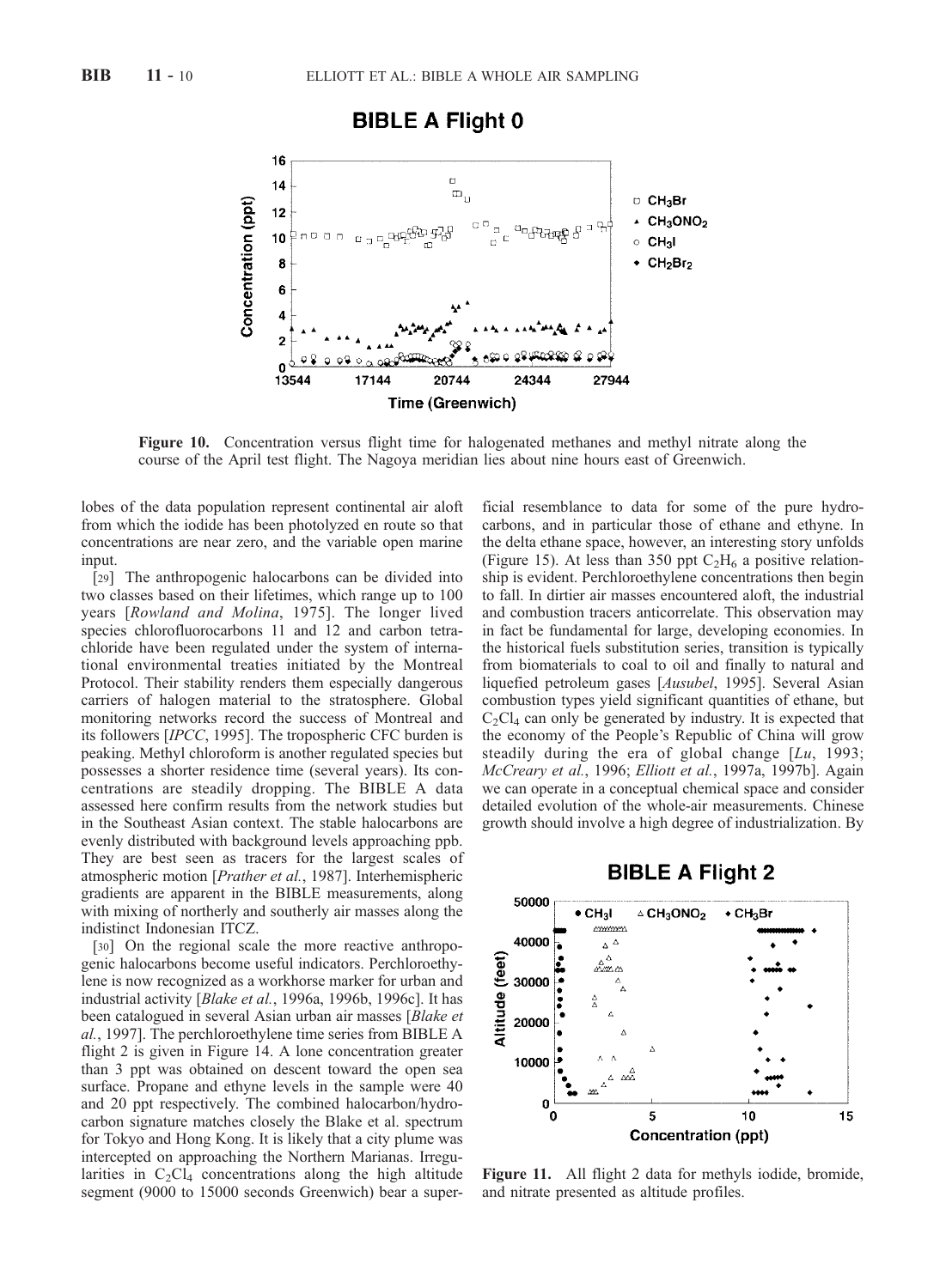**Figure 10.** Concentration versus flight time for halogenated methanes and methyl nitrate along the course of the April test flight. The Nagoya meridian lies about nine hours east of Greenwich.

lobes of the data population represent continental air aloft from which the iodide has been photolyzed en route so that concentrations are near zero, and the variable open marine input.

[29] The anthropogenic halocarbons can be divided into two classes based on their lifetimes, which range up to 100 years [*Rowland and Molina*, 1975]. The longer lived species chlorofluorocarbons 11 and 12 and carbon tetrachloride have been regulated under the system of international environmental treaties initiated by the Montreal Protocol. Their stability renders them especially dangerous carriers of halogen material to the stratosphere. Global monitoring networks record the success of Montreal and its followers [*IPCC*, 1995]. The tropospheric CFC burden is peaking. Methyl chloroform is another regulated species but possesses a shorter residence time (several years). Its concentrations are steadily dropping. The BIBLE A data assessed here confirm results from the network studies but in the Southeast Asian context. The stable halocarbons are evenly distributed with background levels approaching ppb. They are best seen as tracers for the largest scales of atmospheric motion [*Prather et al.*, 1987]. Interhemispheric gradients are apparent in the BIBLE measurements, along with mixing of northerly and southerly air masses along the indistinct Indonesian ITCZ.

[30] On the regional scale the more reactive anthropogenic halocarbons become useful indicators. Perchloroethylene is now recognized as a workhorse marker for urban and industrial activity [*Blake et al.*, 1996a, 1996b, 1996c]. It has been catalogued in several Asian urban air masses [*Blake et al.*, 1997]. The perchloroethylene time series from BIBLE A flight 2 is given in Figure 14. A lone concentration greater than 3 ppt was obtained on descent toward the open sea surface. Propane and ethyne levels in the sample were 40 and 20 ppt respectively. The combined halocarbon/hydrocarbon signature matches closely the Blake et al. spectrum for Tokyo and Hong Kong. It is likely that a city plume was intercepted on approaching the Northern Marianas. Irregularities in $C_2Cl_4$ concentrations along the high altitude segment (9000 to 15000 seconds Greenwich) bear a superficial resemblance to data for some of the pure hydrocarbons, and in particular those of ethane and ethyne. In the delta ethane space, however, an interesting story unfolds (Figure 15). At less than 350 ppt $C_2H_6$ a positive relationship is evident. Perchloroethylene concentrations then begin to fall. In dirtier air masses encountered aloft, the industrial and combustion tracers anticorrelate. This observation may in fact be fundamental for large, developing economies. In the historical fuels substitution series, transition is typically from biomaterials to coal to oil and finally to natural and liquefied petroleum gases [*Ausubel*, 1995]. Several Asian combustion types yield significant quantities of ethane, but $C_2Cl_4$ can only be generated by industry. It is expected that the economy of the People's Republic of China will grow steadily during the era of global change [*Lu*, 1993; *McCreary et al.*, 1996; *Elliott et al.*, 1997a, 1997b]. Again we can operate in a conceptual chemical space and consider detailed evolution of the whole-air measurements. Chinese growth should involve a high degree of industrialization. By

**Figure 11.** All flight 2 data for methyls iodide, bromide, and nitrate presented as altitude profiles.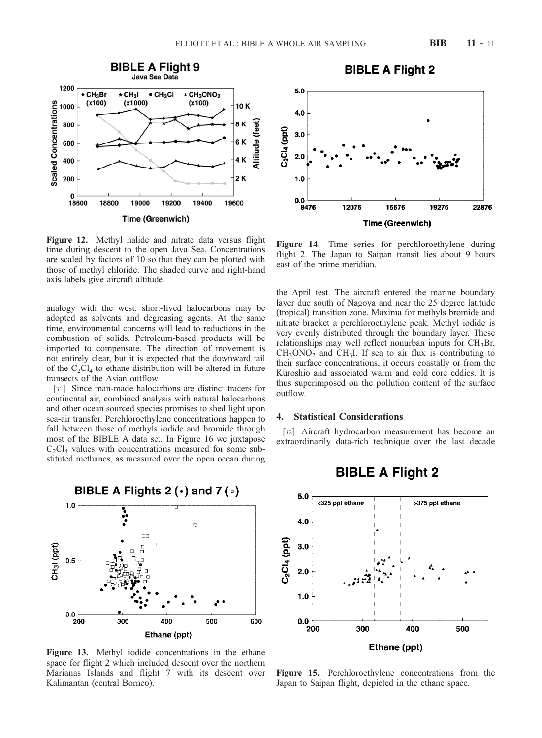**Figure 12.** Methyl halide and nitrate data versus flight time during descent to the open Java Sea. Concentrations are scaled by factors of 10 so that they can be plotted with those of methyl chloride. The shaded curve and right-hand axis labels give aircraft altitude.

**Figure 14.** Time series for perchloroethylene during flight 2. The Japan to Saipan transit lies about 9 hours east of the prime meridian.

analogy with the west, short-lived halocarbons may be adopted as solvents and degreasing agents. At the same time, environmental concerns will lead to reductions in the combustion of solids. Petroleum-based products will be imported to compensate. The direction of movement is not entirely clear, but it is expected that the downward tail of the $C_2Cl_4$ to ethane distribution will be altered in future transects of the Asian outflow.

[31] Since man-made halocarbons are distinct tracers for continental air, combined analysis with natural halocarbons and other ocean sourced species promises to shed light upon sea-air transfer. Perchloroethylene concentrations happen to fall between those of methyls iodide and bromide through most of the BIBLE A data set. In Figure 16 we juxtapose $C_2Cl_4$ values with concentrations measured for some substituted methanes, as measured over the open ocean during the April test. The aircraft entered the marine boundary layer due south of Nagoya and near the 25 degree latitude (tropical) transition zone. Maxima for methyls bromide and nitrate bracket a perchloroethylene peak. Methyl iodide is very evenly distributed through the boundary layer. These relationships may well reflect nonurban inputs for $CH_3Br$, $CH_3ONO_2$ and $CH_3I$. If sea to air flux is contributing to their surface concentrations, it occurs coastally or from the Kuroshio and associated warm and cold core eddies. It is thus superimposed on the pollution content of the surface outflow.

## 4. Statistical Considerations

[32] Aircraft hydrocarbon measurement has become an extraordinarily data-rich technique over the last decade

**Figure 13.** Methyl iodide concentrations in the ethane space for flight 2 which included descent over the northern Marianas Islands and flight 7 with its descent over Kalimantan (central Borneo).

**Figure 15.** Perchloroethylene concentrations from the Japan to Saipan flight, depicted in the ethane space.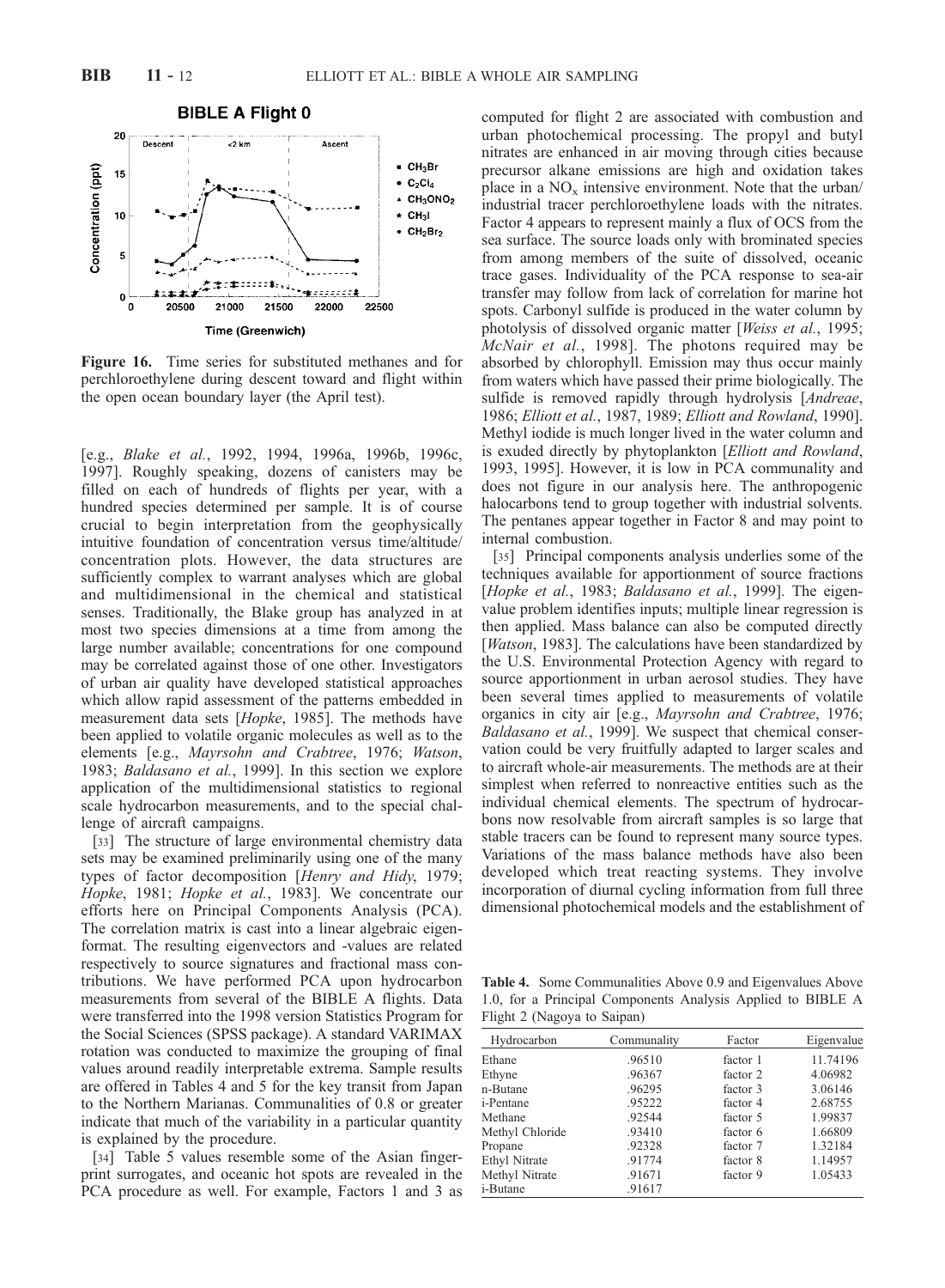**Figure 16.** Time series for substituted methanes and for perchloroethylene during descent toward and flight within the open ocean boundary layer (the April test).

[e.g., *Blake et al.*, 1992, 1994, 1996a, 1996b, 1996c, 1997]. Roughly speaking, dozens of canisters may be filled on each of hundreds of flights per year, with a hundred species determined per sample. It is of course crucial to begin interpretation from the geophysically intuitive foundation of concentration versus time/altitude/concentration plots. However, the data structures are sufficiently complex to warrant analyses which are global and multidimensional in the chemical and statistical senses. Traditionally, the Blake group has analyzed in at most two species dimensions at a time from among the large number available; concentrations for one compound may be correlated against those of one other. Investigators of urban air quality have developed statistical approaches which allow rapid assessment of the patterns embedded in measurement data sets [*Hopke*, 1985]. The methods have been applied to volatile organic molecules as well as to the elements [e.g., *Mayrsohn and Crabtree*, 1976; *Watson*, 1983; *Baldasano et al.*, 1999]. In this section we explore application of the multidimensional statistics to regional scale hydrocarbon measurements, and to the special challenge of aircraft campaigns.

[33] The structure of large environmental chemistry data sets may be examined preliminarily using one of the many types of factor decomposition [*Henry and Hidy*, 1979; *Hopke*, 1981; *Hopke et al.*, 1983]. We concentrate our efforts here on Principal Components Analysis (PCA). The correlation matrix is cast into a linear algebraic eigenformat. The resulting eigenvectors and -values are related respectively to source signatures and fractional mass contributions. We have performed PCA upon hydrocarbon measurements from several of the BIBLE A flights. Data were transferred into the 1998 version Statistics Program for the Social Sciences (SPSS package). A standard VARIMAX rotation was conducted to maximize the grouping of final values around readily interpretable extrema. Sample results are offered in Tables 4 and 5 for the key transit from Japan to the Northern Marianas. Communalities of 0.8 or greater indicate that much of the variability in a particular quantity is explained by the procedure.

[34] Table 5 values resemble some of the Asian fingerprint surrogates, and oceanic hot spots are revealed in the PCA procedure as well. For example, Factors 1 and 3 as computed for flight 2 are associated with combustion and urban photochemical processing. The propyl and butyl nitrates are enhanced in air moving through cities because precursor alkane emissions are high and oxidation takes place in a $NO_x$ intensive environment. Note that the urban/industrial tracer perchloroethylene loads with the nitrates. Factor 4 appears to represent mainly a flux of OCS from the sea surface. The source loads only with brominated species from among members of the suite of dissolved, oceanic trace gases. Individuality of the PCA response to sea-air transfer may follow from lack of correlation for marine hot spots. Carbonyl sulfide is produced in the water column by photolysis of dissolved organic matter [*Weiss et al.*, 1995; *McNair et al.*, 1998]. The photons required may be absorbed by chlorophyll. Emission may thus occur mainly from waters which have passed their prime biologically. The sulfide is removed rapidly through hydrolysis [*Andreae*, 1986; *Elliott et al.*, 1987, 1989; *Elliott and Rowland*, 1990]. Methyl iodide is much longer lived in the water column and is exuded directly by phytoplankton [*Elliott and Rowland*, 1993, 1995]. However, it is low in PCA communality and does not figure in our analysis here. The anthropogenic halocarbons tend to group together with industrial solvents. The pentanes appear together in Factor 8 and may point to internal combustion.

[35] Principal components analysis underlies some of the techniques available for apportionment of source fractions [*Hopke et al.*, 1983; *Baldasano et al.*, 1999]. The eigenvalue problem identifies inputs; multiple linear regression is then applied. Mass balance can also be computed directly [*Watson*, 1983]. The calculations have been standardized by the U.S. Environmental Protection Agency with regard to source apportionment in urban aerosol studies. They have been several times applied to measurements of volatile organics in city air [e.g., *Mayrsohn and Crabtree*, 1976; *Baldasano et al.*, 1999]. We suspect that chemical conservation could be very fruitfully adapted to larger scales and to aircraft whole-air measurements. The methods are at their simplest when referred to nonreactive entities such as the individual chemical elements. The spectrum of hydrocarbons now resolvable from aircraft samples is so large that stable tracers can be found to represent many source types. Variations of the mass balance methods have also been developed which treat reacting systems. They involve incorporation of diurnal cycling information from full three dimensional photochemical models and the establishment of

**Table 4.** Some Communalities Above 0.9 and Eigenvalues Above 1.0, for a Principal Components Analysis Applied to BIBLE A Flight 2 (Nagoya to Saipan)

| Hydrocarbon | Communality | Factor | Eigenvalue |
|---|---|---|---|
| Ethane | .96510 | factor 1 | 11.74196 |
| Ethyne | .96367 | factor 2 | 4.06982 |
| n-Butane | .96295 | factor 3 | 3.06146 |
| i-Pentane | .95222 | factor 4 | 2.68755 |
| Methane | .92544 | factor 5 | 1.99837 |
| Methyl Chloride | .93410 | factor 6 | 1.66809 |
| Propane | .92328 | factor 7 | 1.32184 |
| Ethyl Nitrate | .91774 | factor 8 | 1.14957 |
| Methyl Nitrate | .91671 | factor 9 | 1.05433 |
| i-Butane | .91617 | | |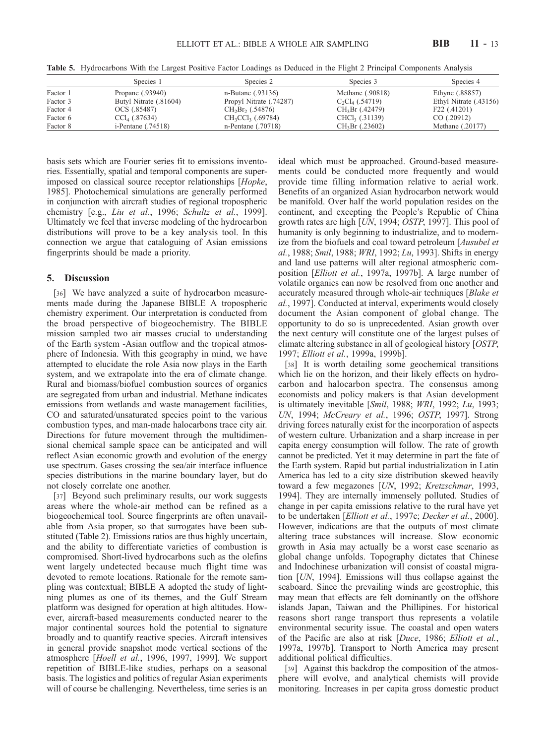**Table 5.** Hydrocarbons With the Largest Positive Factor Loadings as Deduced in the Flight 2 Principal Components Analysis

| | Species 1 | Species 2 | Species 3 | Species 4 |
|---|---|---|---|---|
| Factor 1 | Propane (.93940) | n-Butane (.93136) | Methane (.90818) | Ethyne (.88857) |
| Factor 3 | Butyl Nitrate (.81604) | Propyl Nitrate (.74287) | $C_2Cl_4$ (.54719) | Ethyl Nitrate (.43156) |
| Factor 4 | OCS (.85487) | $CH_2Br_2$ (.54876) | $CH_3Br$ (.42479) | F22 (.41201) |
| Factor 6 | $CCl_4$ (.87634) | $CH_3CCl_3$ (.69784) | $CHCl_3$ (.31139) | CO (.20912) |
| Factor 8 | i-Pentane (.74518) | n-Pentane (.70718) | $CH_3Br$ (.23602) | Methane (.20177) |

basis sets which are Fourier series fit to emissions inventories. Essentially, spatial and temporal components are superimposed on classical source receptor relationships [*Hopke*, 1985]. Photochemical simulations are generally performed in conjunction with aircraft studies of regional tropospheric chemistry [e.g., *Liu et al.*, 1996; *Schultz et al.*, 1999]. Ultimately we feel that inverse modeling of the hydrocarbon distributions will prove to be a key analysis tool. In this connection we argue that cataloguing of Asian emissions fingerprints should be made a priority.

## 5. Discussion

[36] We have analyzed a suite of hydrocarbon measurements made during the Japanese BIBLE A tropospheric chemistry experiment. Our interpretation is conducted from the broad perspective of biogeochemistry. The BIBLE mission sampled two air masses crucial to understanding of the Earth system -Asian outflow and the tropical atmosphere of Indonesia. With this geography in mind, we have attempted to elucidate the role Asia now plays in the Earth system, and we extrapolate into the era of climate change. Rural and biomass/biofuel combustion sources of organics are segregated from urban and industrial. Methane indicates emissions from wetlands and waste management facilities, CO and saturated/unsaturated species point to the various combustion types, and man-made halocarbons trace city air. Directions for future movement through the multidimensional chemical sample space can be anticipated and will reflect Asian economic growth and evolution of the energy use spectrum. Gases crossing the sea/air interface influence species distributions in the marine boundary layer, but do not closely correlate one another.

[37] Beyond such preliminary results, our work suggests areas where the whole-air method can be refined as a biogeochemical tool. Source fingerprints are often unavailable from Asia proper, so that surrogates have been substituted (Table 2). Emissions ratios are thus highly uncertain, and the ability to differentiate varieties of combustion is compromised. Short-lived hydrocarbons such as the olefins went largely undetected because much flight time was devoted to remote locations. Rationale for the remote sampling was contextual; BIBLE A adopted the study of lightning plumes as one of its themes, and the Gulf Stream platform was designed for operation at high altitudes. However, aircraft-based measurements conducted nearer to the major continental sources hold the potential to signature broadly and to quantify reactive species. Aircraft intensives in general provide snapshot mode vertical sections of the atmosphere [*Hoell et al.*, 1996, 1997, 1999]. We support repetition of BIBLE-like studies, perhaps on a seasonal basis. The logistics and politics of regular Asian experiments will of course be challenging. Nevertheless, time series is an ideal which must be approached. Ground-based measurements could be conducted more frequently and would provide time filling information relative to aerial work. Benefits of an organized Asian hydrocarbon network would be manifold. Over half the world population resides on the continent, and excepting the People's Republic of China growth rates are high [*UN*, 1994; *OSTP*, 1997]. This pool of humanity is only beginning to industrialize, and to modernize from the biofuels and coal toward petroleum [*Ausubel et al.*, 1988; *Smil*, 1988; *WRI*, 1992; *Lu*, 1993]. Shifts in energy and land use patterns will alter regional atmospheric composition [*Elliott et al.*, 1997a, 1997b]. A large number of volatile organics can now be resolved from one another and accurately measured through whole-air techniques [*Blake et al.*, 1997]. Conducted at interval, experiments would closely document the Asian component of global change. The opportunity to do so is unprecedented. Asian growth over the next century will constitute one of the largest pulses of climate altering substance in all of geological history [*OSTP*, 1997; *Elliott et al.*, 1999a, 1999b].

[38] It is worth detailing some geochemical transitions which lie on the horizon, and their likely effects on hydrocarbon and halocarbon spectra. The consensus among economists and policy makers is that Asian development is ultimately inevitable [*Smil*, 1988; *WRI*, 1992; *Lu*, 1993; *UN*, 1994; *McCreary et al.*, 1996; *OSTP*, 1997]. Strong driving forces naturally exist for the incorporation of aspects of western culture. Urbanization and a sharp increase in per capita energy consumption will follow. The rate of growth cannot be predicted. Yet it may determine in part the fate of the Earth system. Rapid but partial industrialization in Latin America has led to a city size distribution skewed heavily toward a few megazones [*UN*, 1992; *Kretzschmar*, 1993, 1994]. They are internally immensely polluted. Studies of change in per capita emissions relative to the rural have yet to be undertaken [*Elliott et al.*, 1997c; *Decker et al.*, 2000]. However, indications are that the outputs of most climate altering trace substances will increase. Slow economic growth in Asia may actually be a worst case scenario as global change unfolds. Topography dictates that Chinese and Indochinese urbanization will consist of coastal migration [*UN*, 1994]. Emissions will thus collapse against the seaboard. Since the prevailing winds are geostrophic, this may mean that effects are felt dominantly on the offshore islands Japan, Taiwan and the Phillipines. For historical reasons short range transport thus represents a volatile environmental security issue. The coastal and open waters of the Pacific are also at risk [*Duce*, 1986; *Elliott et al.*, 1997a, 1997b]. Transport to North America may present additional political difficulties.

[39] Against this backdrop the composition of the atmosphere will evolve, and analytical chemists will provide monitoring. Increases in per capita gross domestic product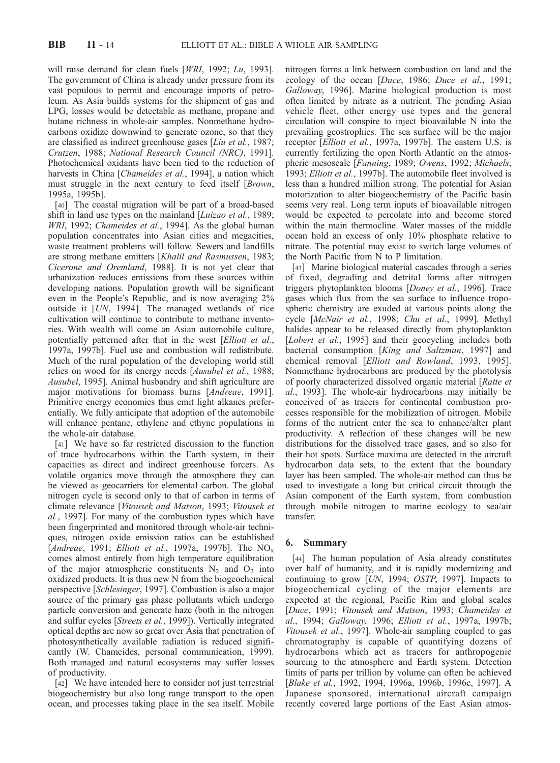will raise demand for clean fuels [*WRI*, 1992; *Lu*, 1993]. The government of China is already under pressure from its vast populous to permit and encourage imports of petroleum. As Asia builds systems for the shipment of gas and LPG, losses would be detectable as methane, propane and butane richness in whole-air samples. Nonmethane hydrocarbons oxidize downwind to generate ozone, so that they are classified as indirect greenhouse gases [*Liu et al.*, 1987; *Crutzen*, 1988; *National Research Council (NRC)*, 1991]. Photochemical oxidants have been tied to the reduction of harvests in China [*Chameides et al.*, 1994], a nation which must struggle in the next century to feed itself [*Brown*, 1995a, 1995b].

[40] The coastal migration will be part of a broad-based shift in land use types on the mainland [*Luizao et al.*, 1989; *WRI*, 1992; *Chameides et al.*, 1994]. As the global human population concentrates into Asian cities and megacities, waste treatment problems will follow. Sewers and landfills are strong methane emitters [*Khalil and Rasmussen*, 1983; *Cicerone and Oremland*, 1988]. It is not yet clear that urbanization reduces emissions from these sources within developing nations. Population growth will be significant even in the People's Republic, and is now averaging 2% outside it [*UN*, 1994]. The managed wetlands of rice cultivation will continue to contribute to methane inventories. With wealth will come an Asian automobile culture, potentially patterned after that in the west [*Elliott et al.*, 1997a, 1997b]. Fuel use and combustion will redistribute. Much of the rural population of the developing world still relies on wood for its energy needs [*Ausubel et al.*, 1988; *Ausubel*, 1995]. Animal husbandry and shift agriculture are major motivations for biomass burns [*Andreae*, 1991]. Primitive energy economies thus emit light alkanes preferentially. We fully anticipate that adoption of the automobile will enhance pentane, ethylene and ethyne populations in the whole-air database.

[41] We have so far restricted discussion to the function of trace hydrocarbons within the Earth system, in their capacities as direct and indirect greenhouse forcers. As volatile organics move through the atmosphere they can be viewed as geocarriers for elemental carbon. The global nitrogen cycle is second only to that of carbon in terms of climate relevance [*Vitousek and Matson*, 1993; *Vitousek et al.*, 1997]. For many of the combustion types which have been fingerprinted and monitored through whole-air techniques, nitrogen oxide emission ratios can be established [*Andreae*, 1991; *Elliott et al.*, 1997a, 1997b]. The $NO_x$ comes almost entirely from high temperature equilibration of the major atmospheric constituents $N_2$ and $O_2$ into oxidized products. It is thus new N from the biogeochemical perspective [*Schlesinger*, 1997]. Combustion is also a major source of the primary gas phase pollutants which undergo particle conversion and generate haze (both in the nitrogen and sulfur cycles [*Streets et al.*, 1999]). Vertically integrated optical depths are now so great over Asia that penetration of photosynthetically available radiation is reduced significantly (W. Chameides, personal communication, 1999). Both managed and natural ecosystems may suffer losses of productivity.

[42] We have intended here to consider not just terrestrial biogeochemistry but also long range transport to the open ocean, and processes taking place in the sea itself. Mobile nitrogen forms a link between combustion on land and the ecology of the ocean [*Duce*, 1986; *Duce et al.*, 1991; *Galloway*, 1996]. Marine biological production is most often limited by nitrate as a nutrient. The pending Asian vehicle fleet, other energy use types and the general circulation will conspire to inject bioavailable N into the prevailing geostrophics. The sea surface will be the major receptor [*Elliott et al.*, 1997a, 1997b]. The eastern U.S. is currently fertilizing the open North Atlantic on the atmospheric mesoscale [*Fanning*, 1989; *Owens*, 1992; *Michaels*, 1993; *Elliott et al.*, 1997b]. The automobile fleet involved is less than a hundred million strong. The potential for Asian motorization to alter biogeochemistry of the Pacific basin seems very real. Long term inputs of bioavailable nitrogen would be expected to percolate into and become stored within the main thermocline. Water masses of the middle ocean hold an excess of only 10% phosphate relative to nitrate. The potential may exist to switch large volumes of the North Pacific from N to P limitation.

[43] Marine biological material cascades through a series of fixed, degrading and detrital forms after nitrogen triggers phytoplankton blooms [*Doney et al.*, 1996]. Trace gases which flux from the sea surface to influence tropospheric chemistry are exuded at various points along the cycle [*McNair et al.*, 1998; *Chu et al.*, 1999]. Methyl halides appear to be released directly from phytoplankton [*Lobert et al.*, 1995] and their geocycling includes both bacterial consumption [*King and Saltzman*, 1997] and chemical removal [*Elliott and Rowland*, 1993, 1995]. Nonmethane hydrocarbons are produced by the photolysis of poorly characterized dissolved organic material [*Ratte et al.*, 1993]. The whole-air hydrocarbons may initially be conceived of as tracers for continental combustion processes responsible for the mobilization of nitrogen. Mobile forms of the nutrient enter the sea to enhance/alter plant productivity. A reflection of these changes will be new distributions for the dissolved trace gases, and so also for their hot spots. Surface maxima are detected in the aircraft hydrocarbon data sets, to the extent that the boundary layer has been sampled. The whole-air method can thus be used to investigate a long but critical circuit through the Asian component of the Earth system, from combustion through mobile nitrogen to marine ecology to sea/air transfer.

## 6. Summary

[44] The human population of Asia already constitutes over half of humanity, and it is rapidly modernizing and continuing to grow [*UN*, 1994; *OSTP*, 1997]. Impacts to biogeochemical cycling of the major elements are expected at the regional, Pacific Rim and global scales [*Duce*, 1991; *Vitousek and Matson*, 1993; *Chameides et al.*, 1994; *Galloway*, 1996; *Elliott et al.*, 1997a, 1997b; *Vitousek et al.*, 1997]. Whole-air sampling coupled to gas chromatography is capable of quantifying dozens of hydrocarbons which act as tracers for anthropogenic sourcing to the atmosphere and Earth system. Detection limits of parts per trillion by volume can often be achieved [*Blake et al.*, 1992, 1994, 1996a, 1996b, 1996c, 1997]. A Japanese sponsored, international aircraft campaign recently covered large portions of the East Asian atmos-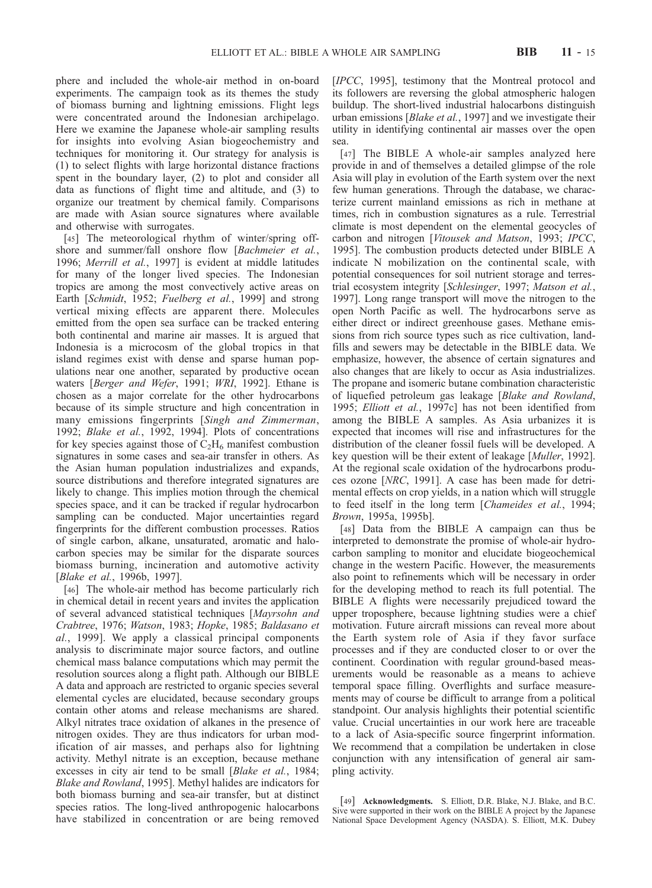phere and included the whole-air method in on-board experiments. The campaign took as its themes the study of biomass burning and lightning emissions. Flight legs were concentrated around the Indonesian archipelago. Here we examine the Japanese whole-air sampling results for insights into evolving Asian biogeochemistry and techniques for monitoring it. Our strategy for analysis is (1) to select flights with large horizontal distance fractions spent in the boundary layer, (2) to plot and consider all data as functions of flight time and altitude, and (3) to organize our treatment by chemical family. Comparisons are made with Asian source signatures where available and otherwise with surrogates.

[45] The meteorological rhythm of winter/spring offshore and summer/fall onshore flow [*Bachmeier et al.*, 1996; *Merrill et al.*, 1997] is evident at middle latitudes for many of the longer lived species. The Indonesian tropics are among the most convectively active areas on Earth [*Schmidt*, 1952; *Fuelberg et al.*, 1999] and strong vertical mixing effects are apparent there. Molecules emitted from the open sea surface can be tracked entering both continental and marine air masses. It is argued that Indonesia is a microcosm of the global tropics in that island regimes exist with dense and sparse human populations near one another, separated by productive ocean waters [*Berger and Wefer*, 1991; *WRI*, 1992]. Ethane is chosen as a major correlate for the other hydrocarbons because of its simple structure and high concentration in many emissions fingerprints [*Singh and Zimmerman*, 1992; *Blake et al.*, 1992, 1994]. Plots of concentrations for key species against those of $C_2H_6$ manifest combustion signatures in some cases and sea-air transfer in others. As the Asian human population industrializes and expands, source distributions and therefore integrated signatures are likely to change. This implies motion through the chemical species space, and it can be tracked if regular hydrocarbon sampling can be conducted. Major uncertainties regard fingerprints for the different combustion processes. Ratios of single carbon, alkane, unsaturated, aromatic and halocarbon species may be similar for the disparate sources biomass burning, incineration and automotive activity [*Blake et al.*, 1996b, 1997].

[46] The whole-air method has become particularly rich in chemical detail in recent years and invites the application of several advanced statistical techniques [*Mayrsohn and Crabtree*, 1976; *Watson*, 1983; *Hopke*, 1985; *Baldasano et al.*, 1999]. We apply a classical principal components analysis to discriminate major source factors, and outline chemical mass balance computations which may permit the resolution sources along a flight path. Although our BIBLE A data and approach are restricted to organic species several elemental cycles are elucidated, because secondary groups contain other atoms and release mechanisms are shared. Alkyl nitrates trace oxidation of alkanes in the presence of nitrogen oxides. They are thus indicators for urban modification of air masses, and perhaps also for lightning activity. Methyl nitrate is an exception, because methane excesses in city air tend to be small [*Blake et al.*, 1984; *Blake and Rowland*, 1995]. Methyl halides are indicators for both biomass burning and sea-air transfer, but at distinct species ratios. The long-lived anthropogenic halocarbons have stabilized in concentration or are being removed [*IPCC*, 1995], testimony that the Montreal protocol and its followers are reversing the global atmospheric halogen buildup. The short-lived industrial halocarbons distinguish urban emissions [*Blake et al.*, 1997] and we investigate their utility in identifying continental air masses over the open sea.

[47] The BIBLE A whole-air samples analyzed here provide in and of themselves a detailed glimpse of the role Asia will play in evolution of the Earth system over the next few human generations. Through the database, we characterize current mainland emissions as rich in methane at times, rich in combustion signatures as a rule. Terrestrial climate is most dependent on the elemental geocycles of carbon and nitrogen [*Vitousek and Matson*, 1993; *IPCC*, 1995]. The combustion products detected under BIBLE A indicate N mobilization on the continental scale, with potential consequences for soil nutrient storage and terrestrial ecosystem integrity [*Schlesinger*, 1997; *Matson et al.*, 1997]. Long range transport will move the nitrogen to the open North Pacific as well. The hydrocarbons serve as either direct or indirect greenhouse gases. Methane emissions from rich source types such as rice cultivation, landfills and sewers may be detectable in the BIBLE data. We emphasize, however, the absence of certain signatures and also changes that are likely to occur as Asia industrializes. The propane and isomeric butane combination characteristic of liquefied petroleum gas leakage [*Blake and Rowland*, 1995; *Elliott et al.*, 1997c] has not been identified from among the BIBLE A samples. As Asia urbanizes it is expected that incomes will rise and infrastructures for the distribution of the cleaner fossil fuels will be developed. A key question will be their extent of leakage [*Muller*, 1992]. At the regional scale oxidation of the hydrocarbons produces ozone [*NRC*, 1991]. A case has been made for detrimental effects on crop yields, in a nation which will struggle to feed itself in the long term [*Chameides et al.*, 1994; *Brown*, 1995a, 1995b].

[48] Data from the BIBLE A campaign can thus be interpreted to demonstrate the promise of whole-air hydrocarbon sampling to monitor and elucidate biogeochemical change in the western Pacific. However, the measurements also point to refinements which will be necessary in order for the developing method to reach its full potential. The BIBLE A flights were necessarily prejudiced toward the upper troposphere, because lightning studies were a chief motivation. Future aircraft missions can reveal more about the Earth system role of Asia if they favor surface processes and if they are conducted closer to or over the continent. Coordination with regular ground-based measurements would be reasonable as a means to achieve temporal space filling. Overflights and surface measurements may of course be difficult to arrange from a political standpoint. Our analysis highlights their potential scientific value. Crucial uncertainties in our work here are traceable to a lack of Asia-specific source fingerprint information. We recommend that a compilation be undertaken in close conjunction with any intensification of general air sampling activity.

[49] **Acknowledgments.** S. Elliott, D.R. Blake, N.J. Blake, and B.C. Sive were supported in their work on the BIBLE A project by the Japanese National Space Development Agency (NASDA). S. Elliott, M.K. Dubey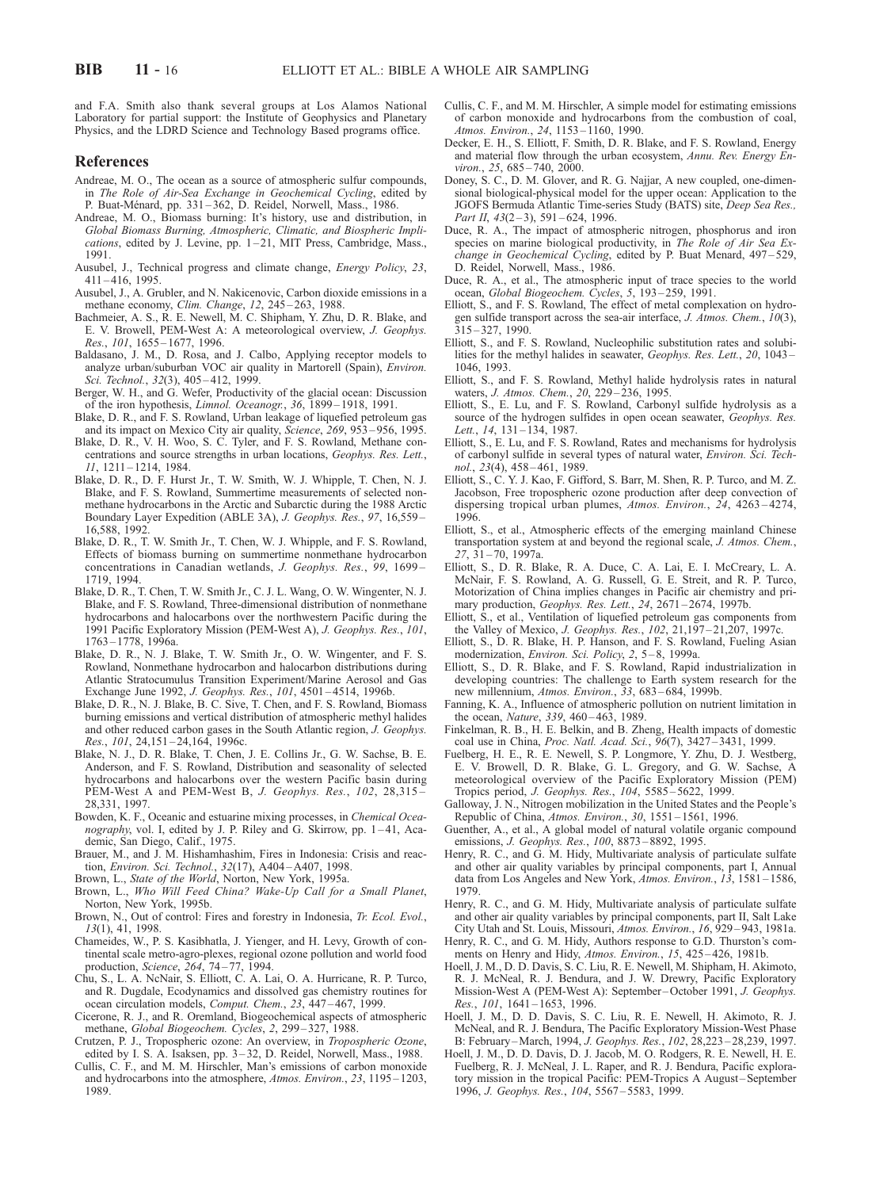and F.A. Smith also thank several groups at Los Alamos National Laboratory for partial support: the Institute of Geophysics and Planetary Physics, and the LDRD Science and Technology Based programs office.

## References

Andreae, M. O., The ocean as a source of atmospheric sulfur compounds, in *The Role of Air-Sea Exchange in Geochemical Cycling*, edited by P. Buat-Ménard, pp. 331–362, D. Reidel, Norwell, Mass., 1986.

Andreae, M. O., Biomass burning: It's history, use and distribution, in *Global Biomass Burning, Atmospheric, Climatic, and Biospheric Implications*, edited by J. Levine, pp. 1–21, MIT Press, Cambridge, Mass., 1991.

Ausubel, J., Technical progress and climate change, *Energy Policy*, *23*, 411–416, 1995.

Ausubel, J., A. Grubler, and N. Nakicenovic, Carbon dioxide emissions in a methane economy, *Clim. Change*, *12*, 245–263, 1988.

Bachmeier, A. S., R. E. Newell, M. C. Shipham, Y. Zhu, D. R. Blake, and E. V. Browell, PEM-West A: A meteorological overview, *J. Geophys. Res.*, *101*, 1655–1677, 1996.

Baldasano, J. M., D. Rosa, and J. Calbo, Applying receptor models to analyze urban/suburban VOC air quality in Martorell (Spain), *Environ. Sci. Technol.*, *32*(3), 405–412, 1999.

Berger, W. H., and G. Wefer, Productivity of the glacial ocean: Discussion of the iron hypothesis, *Limnol. Oceanogr.*, *36*, 1899–1918, 1991.

Blake, D. R., and F. S. Rowland, Urban leakage of liquefied petroleum gas and its impact on Mexico City air quality, *Science*, *269*, 953–956, 1995.

Blake, D. R., V. H. Woo, S. C. Tyler, and F. S. Rowland, Methane concentrations and source strengths in urban locations, *Geophys. Res. Lett.*, *11*, 1211–1214, 1984.

Blake, D. R., D. F. Hurst Jr., T. W. Smith, W. J. Whipple, T. Chen, N. J. Blake, and F. S. Rowland, Summertime measurements of selected nonmethane hydrocarbons in the Arctic and Subarctic during the 1988 Arctic Boundary Layer Expedition (ABLE 3A), *J. Geophys. Res.*, *97*, 16,559–16,588, 1992.

Blake, D. R., T. W. Smith Jr., T. Chen, W. J. Whipple, and F. S. Rowland, Effects of biomass burning on summertime nonmethane hydrocarbon concentrations in Canadian wetlands, *J. Geophys. Res.*, *99*, 1699–1719, 1994.

Blake, D. R., T. Chen, T. W. Smith Jr., C. J. L. Wang, O. W. Wingenter, N. J. Blake, and F. S. Rowland, Three-dimensional distribution of nonmethane hydrocarbons and halocarbons over the northwestern Pacific during the 1991 Pacific Exploratory Mission (PEM-West A), *J. Geophys. Res.*, *101*, 1763–1778, 1996a.

Blake, D. R., N. J. Blake, T. W. Smith Jr., O. W. Wingenter, and F. S. Rowland, Nonmethane hydrocarbon and halocarbon distributions during Atlantic Stratocumulus Transition Experiment/Marine Aerosol and Gas Exchange June 1992, *J. Geophys. Res.*, *101*, 4501–4514, 1996b.

Blake, D. R., N. J. Blake, B. C. Sive, T. Chen, and F. S. Rowland, Biomass burning emissions and vertical distribution of atmospheric methyl halides and other reduced carbon gases in the South Atlantic region, *J. Geophys. Res.*, *101*, 24,151–24,164, 1996c.

Blake, N. J., D. R. Blake, T. Chen, J. E. Collins Jr., G. W. Sachse, B. E. Anderson, and F. S. Rowland, Distribution and seasonality of selected hydrocarbons and halocarbons over the western Pacific basin during PEM-West A and PEM-West B, *J. Geophys. Res.*, *102*, 28,315–28,331, 1997.

Bowden, K. F., Oceanic and estuarine mixing processes, in *Chemical Oceanography*, vol. I, edited by J. P. Riley and G. Skirrow, pp. 1–41, Academic, San Diego, Calif., 1975.

Brauer, M., and J. M. Hishamhashim, Fires in Indonesia: Crisis and reaction, *Environ. Sci. Technol.*, *32*(17), A404–A407, 1998.

Brown, L., *State of the World*, Norton, New York, 1995a.

Brown, L., *Who Will Feed China? Wake-Up Call for a Small Planet*, Norton, New York, 1995b.

Brown, N., Out of control: Fires and forestry in Indonesia, *Tr. Ecol. Evol.*, *13*(1), 41, 1998.

Chameides, W., P. S. Kasibhatla, J. Yienger, and H. Levy, Growth of continental scale metro-agro-plexes, regional ozone pollution and world food production, *Science*, *264*, 74–77, 1994.

Chu, S., L. A. NcNair, S. Elliott, C. A. Lai, O. A. Hurricane, R. P. Turco, and R. Dugdale, Ecodynamics and dissolved gas chemistry routines for ocean circulation models, *Comput. Chem.*, *23*, 447–467, 1999.

Cicerone, R. J., and R. Oremland, Biogeochemical aspects of atmospheric methane, *Global Biogeochem. Cycles*, *2*, 299–327, 1988.

Crutzen, P. J., Tropospheric ozone: An overview, in *Tropospheric Ozone*, edited by I. S. A. Isaksen, pp. 3–32, D. Reidel, Norwell, Mass., 1988.

Cullis, C. F., and M. M. Hirschler, Man's emissions of carbon monoxide and hydrocarbons into the atmosphere, *Atmos. Environ.*, *23*, 1195–1203, 1989.

Cullis, C. F., and M. M. Hirschler, A simple model for estimating emissions of carbon monoxide and hydrocarbons from the combustion of coal, *Atmos. Environ.*, *24*, 1153–1160, 1990.

Decker, E. H., S. Elliott, F. Smith, D. R. Blake, and F. S. Rowland, Energy and material flow through the urban ecosystem, *Annu. Rev. Energy Environ.*, *25*, 685–740, 2000.

Doney, S. C., D. M. Glover, and R. G. Najjar, A new coupled, one-dimensional biological-physical model for the upper ocean: Application to the JGOFS Bermuda Atlantic Time-series Study (BATS) site, *Deep Sea Res., Part II*, *43*(2–3), 591–624, 1996.

Duce, R. A., The impact of atmospheric nitrogen, phosphorus and iron species on marine biological productivity, in *The Role of Air Sea Exchange in Geochemical Cycling*, edited by P. Buat Menard, 497–529, D. Reidel, Norwell, Mass., 1986.

Duce, R. A., et al., The atmospheric input of trace species to the world ocean, *Global Biogeochem. Cycles*, *5*, 193–259, 1991.

Elliott, S., and F. S. Rowland, The effect of metal complexation on hydrogen sulfide transport across the sea-air interface, *J. Atmos. Chem.*, *10*(3), 315–327, 1990.

Elliott, S., and F. S. Rowland, Nucleophilic substitution rates and solubilities for the methyl halides in seawater, *Geophys. Res. Lett.*, *20*, 1043–1046, 1993.

Elliott, S., and F. S. Rowland, Methyl halide hydrolysis rates in natural waters, *J. Atmos. Chem.*, *20*, 229–236, 1995.

Elliott, S., E. Lu, and F. S. Rowland, Carbonyl sulfide hydrolysis as a source of the hydrogen sulfides in open ocean seawater, *Geophys. Res. Lett.*, *14*, 131–134, 1987.

Elliott, S., E. Lu, and F. S. Rowland, Rates and mechanisms for hydrolysis of carbonyl sulfide in several types of natural water, *Environ. Sci. Technol.*, *23*(4), 458–461, 1989.

Elliott, S., C. Y. J. Kao, F. Gifford, S. Barr, M. Shen, R. P. Turco, and M. Z. Jacobson, Free tropospheric ozone production after deep convection of dispersing tropical urban plumes, *Atmos. Environ.*, *24*, 4263–4274, 1996.

Elliott, S., et al., Atmospheric effects of the emerging mainland Chinese transportation system at and beyond the regional scale, *J. Atmos. Chem.*, *27*, 31–70, 1997a.

Elliott, S., D. R. Blake, R. A. Duce, C. A. Lai, E. I. McCreary, L. A. McNair, F. S. Rowland, A. G. Russell, G. E. Streit, and R. P. Turco, Motorization of China implies changes in Pacific air chemistry and primary production, *Geophys. Res. Lett.*, *24*, 2671–2674, 1997b.

Elliott, S., et al., Ventilation of liquefied petroleum gas components from the Valley of Mexico, *J. Geophys. Res.*, *102*, 21,197–21,207, 1997c.

Elliott, S., D. R. Blake, H. P. Hanson, and F. S. Rowland, Fueling Asian modernization, *Environ. Sci. Policy*, *2*, 5–8, 1999a.

Elliott, S., D. R. Blake, and F. S. Rowland, Rapid industrialization in developing countries: The challenge to Earth system research for the new millennium, *Atmos. Environ.*, *33*, 683–684, 1999b.

Fanning, K. A., Influence of atmospheric pollution on nutrient limitation in the ocean, *Nature*, *339*, 460–463, 1989.

Finkelman, R. B., H. E. Belkin, and B. Zheng, Health impacts of domestic coal use in China, *Proc. Natl. Acad. Sci.*, *96*(7), 3427–3431, 1999.

Fuelberg, H. E., R. E. Newell, S. P. Longmore, Y. Zhu, D. J. Westberg, E. V. Browell, D. R. Blake, G. L. Gregory, and G. W. Sachse, A meteorological overview of the Pacific Exploratory Mission (PEM) Tropics period, *J. Geophys. Res.*, *104*, 5585–5622, 1999.

Galloway, J. N., Nitrogen mobilization in the United States and the People's Republic of China, *Atmos. Environ.*, *30*, 1551–1561, 1996.

Guenther, A., et al., A global model of natural volatile organic compound emissions, *J. Geophys. Res.*, *100*, 8873–8892, 1995.

Henry, R. C., and G. M. Hidy, Multivariate analysis of particulate sulfate and other air quality variables by principal components, part I, Annual data from Los Angeles and New York, *Atmos. Environ.*, *13*, 1581–1586, 1979.

Henry, R. C., and G. M. Hidy, Multivariate analysis of particulate sulfate and other air quality variables by principal components, part II, Salt Lake City Utah and St. Louis, Missouri, *Atmos. Environ.*, *16*, 929–943, 1981a.

Henry, R. C., and G. M. Hidy, Authors response to G.D. Thurston's comments on Henry and Hidy, *Atmos. Environ.*, *15*, 425–426, 1981b.

Hoell, J. M., D. D. Davis, S. C. Liu, R. E. Newell, M. Shipham, H. Akimoto, R. J. McNeal, R. J. Bendura, and J. W. Drewry, Pacific Exploratory Mission-West A (PEM-West A): September–October 1991, *J. Geophys. Res.*, *101*, 1641–1653, 1996.

Hoell, J. M., D. D. Davis, S. C. Liu, R. E. Newell, H. Akimoto, R. J. McNeal, and R. J. Bendura, The Pacific Exploratory Mission-West Phase B: February–March, 1994, *J. Geophys. Res.*, *102*, 28,223–28,239, 1997.

Hoell, J. M., D. D. Davis, D. J. Jacob, M. O. Rodgers, R. E. Newell, H. E. Fuelberg, R. J. McNeal, J. L. Raper, and R. J. Bendura, Pacific exploratory mission in the tropical Pacific: PEM-Tropics A August–September 1996, *J. Geophys. Res.*, *104*, 5567–5583, 1999.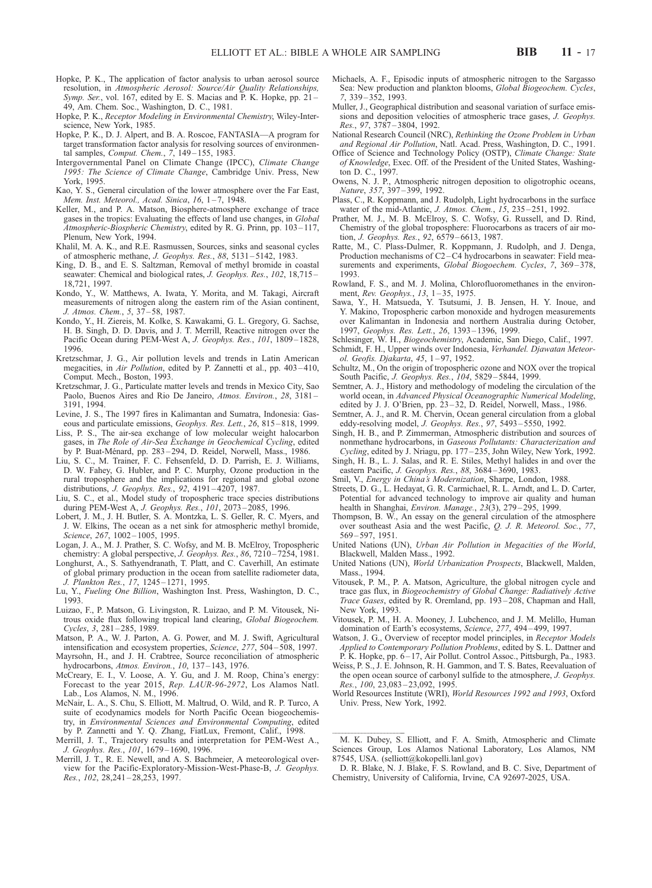Hopke, P. K., The application of factor analysis to urban aerosol source resolution, in *Atmospheric Aerosol: Source/Air Quality Relationships, Symp. Ser.*, vol. 167, edited by E. S. Macias and P. K. Hopke, pp. 21–49, Am. Chem. Soc., Washington, D. C., 1981.

Hopke, P. K., *Receptor Modeling in Environmental Chemistry*, Wiley-Interscience, New York, 1985.

Hopke, P. K., D. J. Alpert, and B. A. Roscoe, FANTASIA—A program for target transformation factor analysis for resolving sources of environmental samples, *Comput. Chem.*, *7*, 149–155, 1983.

Intergovernmental Panel on Climate Change (IPCC), *Climate Change 1995: The Science of Climate Change*, Cambridge Univ. Press, New York, 1995.

Kao, Y. S., General circulation of the lower atmosphere over the Far East, *Mem. Inst. Meteorol., Acad. Sinica*, *16*, 1–7, 1948.

Keller, M., and P. A. Matson, Biosphere-atmosphere exchange of trace gases in the tropics: Evaluating the effects of land use changes, in *Global Atmospheric-Biospheric Chemistry*, edited by R. G. Prinn, pp. 103–117, Plenum, New York, 1994.

Khalil, M. A. K., and R.E. Rasmussen, Sources, sinks and seasonal cycles of atmospheric methane, *J. Geophys. Res.*, *88*, 5131–5142, 1983.

King, D. B., and E. S. Saltzman, Removal of methyl bromide in coastal seawater: Chemical and biological rates, *J. Geophys. Res.*, *102*, 18,715–18,721, 1997.

Kondo, Y., W. Matthews, A. Iwata, Y. Morita, and M. Takagi, Aircraft measurements of nitrogen along the eastern rim of the Asian continent, *J. Atmos. Chem.*, *5*, 37–58, 1987.

Kondo, Y., H. Ziereis, M. Kolke, S. Kawakami, G. L. Gregory, G. Sachse, H. B. Singh, D. D. Davis, and J. T. Merrill, Reactive nitrogen over the Pacific Ocean during PEM-West A, *J. Geophys. Res.*, *101*, 1809–1828, 1996.

Kretzschmar, J. G., Air pollution levels and trends in Latin American megacities, in *Air Pollution*, edited by P. Zannetti et al., pp. 403–410, Comput. Mech., Boston, 1993.

Kretzschmar, J. G., Particulate matter levels and trends in Mexico City, Sao Paolo, Buenos Aires and Rio De Janeiro, *Atmos. Environ.*, *28*, 3181–3191, 1994.

Levine, J. S., The 1997 fires in Kalimantan and Sumatra, Indonesia: Gaseous and particulate emissions, *Geophys. Res. Lett.*, *26*, 815–818, 1999.

Liss, P. S., The air-sea exchange of low molecular weight halocarbon gases, in *The Role of Air-Sea Exchange in Geochemical Cycling*, edited by P. Buat-Ménard, pp. 283–294, D. Reidel, Norwell, Mass., 1986.

Liu, S. C., M. Trainer, F. C. Fehsenfeld, D. D. Parrish, E. J. Williams, D. W. Fahey, G. Hubler, and P. C. Murphy, Ozone production in the rural troposphere and the implications for regional and global ozone distributions, *J. Geophys. Res.*, *92*, 4191–4207, 1987.

Liu, S. C., et al., Model study of tropospheric trace species distributions during PEM-West A, *J. Geophys. Res.*, *101*, 2073–2085, 1996.

Lobert, J. M., J. H. Butler, S. A. Montzka, L. S. Geller, R. C. Myers, and J. W. Elkins, The ocean as a net sink for atmospheric methyl bromide, *Science*, *267*, 1002–1005, 1995.

Logan, J. A., M. J. Prather, S. C. Wofsy, and M. B. McElroy, Tropospheric chemistry: A global perspective, *J. Geophys. Res.*, *86*, 7210–7254, 1981.

Longhurst, A., S. Sathyendranath, T. Platt, and C. Caverhill, An estimate of global primary production in the ocean from satellite radiometer data, *J. Plankton Res.*, *17*, 1245–1271, 1995.

Lu, Y., *Fueling One Billion*, Washington Inst. Press, Washington, D. C., 1993.

Luizao, F., P. Matson, G. Livingston, R. Luizao, and P. M. Vitousek, Nitrous oxide flux following tropical land clearing, *Global Biogeochem. Cycles*, *3*, 281–285, 1989.

Matson, P. A., W. J. Parton, A. G. Power, and M. J. Swift, Agricultural intensification and ecosystem properties, *Science*, *277*, 504–508, 1997.

Mayrsohn, H., and J. H. Crabtree, Source reconciliation of atmospheric hydrocarbons, *Atmos. Environ.*, *10*, 137–143, 1976.

McCreary, E. I., V. Loose, A. Y. Gu, and J. M. Roop, China's energy: Forecast to the year 2015, *Rep. LAUR-96-2972*, Los Alamos Natl. Lab., Los Alamos, N. M., 1996.

McNair, L. A., S. Chu, S. Elliott, M. Maltrud, O. Wild, and R. P. Turco, A suite of ecodynamics models for North Pacific Ocean biogeochemistry, in *Environmental Sciences and Environmental Computing*, edited by P. Zannetti and Y. Q. Zhang, FiatLux, Fremont, Calif., 1998.

Merrill, J. T., Trajectory results and interpretation for PEM-West A., *J. Geophys. Res.*, *101*, 1679–1690, 1996.

Merrill, J. T., R. E. Newell, and A. S. Bachmeier, A meteorological overview for the Pacific-Exploratory-Mission-West-Phase-B, *J. Geophys. Res.*, *102*, 28,241–28,253, 1997.

Michaels, A. F., Episodic inputs of atmospheric nitrogen to the Sargasso Sea: New production and plankton blooms, *Global Biogeochem. Cycles*, *7*, 339–352, 1993.

Muller, J., Geographical distribution and seasonal variation of surface emissions and deposition velocities of atmospheric trace gases, *J. Geophys. Res.*, *97*, 3787–3804, 1992.

National Research Council (NRC), *Rethinking the Ozone Problem in Urban and Regional Air Pollution*, Natl. Acad. Press, Washington, D. C., 1991.

Office of Science and Technology Policy (OSTP), *Climate Change: State of Knowledge*, Exec. Off. of the President of the United States, Washington D. C., 1997.

Owens, N. J. P., Atmospheric nitrogen deposition to oligotrophic oceans, *Nature*, *357*, 397–399, 1992.

Plass, C., R. Koppmann, and J. Rudolph, Light hydrocarbons in the surface water of the mid-Atlantic, *J. Atmos. Chem.*, *15*, 235–251, 1992.

Prather, M. J., M. B. McElroy, S. C. Wofsy, G. Russell, and D. Rind, Chemistry of the global troposphere: Fluorocarbons as tracers of air motion, *J. Geophys. Res.*, *92*, 6579–6613, 1987.

Ratte, M., C. Plass-Dulmer, R. Koppmann, J. Rudolph, and J. Denga, Production mechanisms of C2–C4 hydrocarbons in seawater: Field measurements and experiments, *Global Biogeochem. Cycles*, *7*, 369–378, 1993.

Rowland, F. S., and M. J. Molina, Chlorofluoromethanes in the environment, *Rev. Geophys.*, *13*, 1–35, 1975.

Sawa, Y., H. Matsueda, Y. Tsutsumi, J. B. Jensen, H. Y. Inoue, and Y. Makino, Tropospheric carbon monoxide and hydrogen measurements over Kalimantan in Indonesia and northern Australia during October, 1997, *Geophys. Res. Lett.*, *26*, 1393–1396, 1999.

Schlesinger, W. H., *Biogeochemistry*, Academic, San Diego, Calif., 1997.

Schmidt, F. H., Upper winds over Indonesia, *Verhandel. Djawatan Meteorol. Geofis. Djakarta*, *45*, 1–97, 1952.

Schultz, M., On the origin of tropospheric ozone and NOX over the tropical South Pacific, *J. Geophys. Res.*, *104*, 5829–5844, 1999.

Semtner, A. J., History and methodology of modeling the circulation of the world ocean, in *Advanced Physical Oceanographic Numerical Modeling*, edited by J. J. O'Brien, pp. 23–32, D. Reidel, Norwell, Mass., 1986.

Semtner, A. J., and R. M. Chervin, Ocean general circulation from a global eddy-resolving model, *J. Geophys. Res.*, *97*, 5493–5550, 1992.

Singh, H. B., and P. Zimmerman, Atmospheric distribution and sources of nonmethane hydrocarbons, in *Gaseous Pollutants: Characterization and Cycling*, edited by J. Nriagu, pp. 177–235, John Wiley, New York, 1992.

Singh, H. B., L. J. Salas, and R. E. Stiles, Methyl halides in and over the eastern Pacific, *J. Geophys. Res.*, *88*, 3684–3690, 1983.

Smil, V., *Energy in China's Modernization*, Sharpe, London, 1988.

Streets, D. G., L. Hedayat, G. R. Carmichael, R. L. Arndt, and L. D. Carter, Potential for advanced technology to improve air quality and human health in Shanghai, *Environ. Manage.*, *23*(3), 279–295, 1999.

Thompson, B. W., An essay on the general circulation of the atmosphere over southeast Asia and the west Pacific, *Q. J. R. Meteorol. Soc.*, *77*, 569–597, 1951.

United Nations (UN), *Urban Air Pollution in Megacities of the World*, Blackwell, Malden Mass., 1992.

United Nations (UN), *World Urbanization Prospects*, Blackwell, Malden, Mass., 1994.

Vitousek, P. M., P. A. Matson, Agriculture, the global nitrogen cycle and trace gas flux, in *Biogeochemistry of Global Change: Radiatively Active Trace Gases*, edited by R. Oremland, pp. 193–208, Chapman and Hall, New York, 1993.

Vitousek, P. M., H. A. Mooney, J. Lubchenco, and J. M. Melillo, Human domination of Earth's ecosystems, *Science*, *277*, 494–499, 1997.

Watson, J. G., Overview of receptor model principles, in *Receptor Models Applied to Contemporary Pollution Problems*, edited by S. L. Dattner and P. K. Hopke, pp. 6–17, Air Pollut. Control Assoc., Pittsburgh, Pa., 1983.

Weiss, P. S., J. E. Johnson, R. H. Gammon, and T. S. Bates, Reevaluation of the open ocean source of carbonyl sulfide to the atmosphere, *J. Geophys. Res.*, *100*, 23,083–23,092, 1995.

World Resources Institute (WRI), *World Resources 1992 and 1993*, Oxford Univ. Press, New York, 1992.

---

M. K. Dubey, S. Elliott, and F. A. Smith, Atmospheric and Climate Sciences Group, Los Alamos National Laboratory, Los Alamos, NM 87545, USA. (selliott@kokopelli.lanl.gov)

D. R. Blake, N. J. Blake, F. S. Rowland, and B. C. Sive, Department of Chemistry, University of California, Irvine, CA 92697-2025, USA.